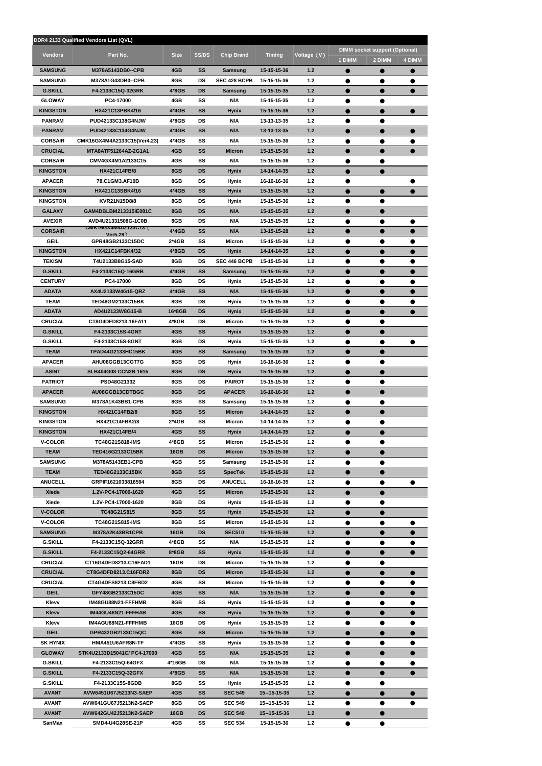**DDR4 2133 Qualified Vendors List (QVL)**

| Vendors | Part No. | Size | SS/DS | Chip Brand | Timing | Voltage（V） | DIMM socket support (Optional) | | |
|---|---|---|---|---|---|---|---|---|---|
| | | | | | | | 1 DIMM | 2 DIMM | 4 DIMM |
| SAMSUNG | M378A5143DB0--CPB | 4GB | SS | Samsung | 15-15-15-36 | 1.2 | ● | ● | ● |
| SAMSUNG | M378A1G43DB0--CPB | 8GB | DS | SEC 428 BCPB | 15-15-15-36 | 1.2 | ● | ● | ● |
| G.SKILL | F4-2133C15Q-32GRK | 4*8GB | DS | Samsung | 15-15-15-35 | 1.2 | ● | ● | ● |
| GLOWAY | PC4-17000 | 4GB | SS | N/A | 15-15-15-35 | 1.2 | ● | ● | |
| KINGSTON | HX421C13PBK4/16 | 4*4GB | SS | Hynix | 15-15-15-36 | 1.2 | ● | ● | ● |
| PANRAM | PUD42133C138G4NJW | 4*8GB | DS | N/A | 13-13-13-35 | 1.2 | ● | ● | |
| PANRAM | PUD42133C134G4NJW | 4*4GB | SS | N/A | 13-13-13-35 | 1.2 | ● | ● | ● |
| CORSAIR | CMK16GX4M4A2133C15(Ver4.23) | 4*4GB | SS | N/A | 15-15-15-36 | 1.2 | ● | ● | ● |
| CRUCIAL | MTA8ATF51264AZ-2G1A1 | 4GB | SS | Micron | 15-15-15-36 | 1.2 | ● | ● | ● |
| CORSAIR | CMV4GX4M1A2133C15 | 4GB | SS | N/A | 15-15-15-36 | 1.2 | ● | ● | |
| KINGSTON | HX421C14FB/8 | 8GB | DS | Hynix | 14-14-14-35 | 1.2 | ● | ● | |
| APACER | 78.C1GM3.AF10B | 8GB | DS | Hynix | 16-16-16-36 | 1.2 | ● | | ● |
| KINGSTON | HX421C13SBK4/16 | 4*4GB | SS | Hynix | 15-15-15-36 | 1.2 | ● | ● | ● |
| KINGSTON | KVR21N15D8/8 | 8GB | DS | Hynix | 15-15-15-36 | 1.2 | ● | ● | |
| GALAXY | GAM4DBLBM213315IE081C | 8GB | DS | N/A | 15-15-15-35 | 1.2 | ● | ● | |
| AVEXIR | AVD4U21331508G-1C0B | 8GB | DS | N/A | 15-15-15-35 | 1.2 | ● | ● | ● |
| CORSAIR | CMK16GX4M4A2133C13（Ver5.29） | 4*4GB | SS | N/A | 13-15-15-28 | 1.2 | ● | ● | ● |
| GEIL | GPR48GB2133C15DC | 2*4GB | SS | Micron | 15-15-15-36 | 1.2 | ● | ● | ● |
| KINGSTON | HX421C14FBK4/32 | 4*8GB | DS | Hynix | 14-14-14-35 | 1.2 | ● | ● | ● |
| TEKISM | T4U2133B8G15-SAD | 8GB | DS | SEC 446 BCPB | 15-15-15-36 | 1.2 | ● | ● | ● |
| G.SKILL | F4-2133C15Q-16GRB | 4*4GB | SS | Samsung | 15-15-15-35 | 1.2 | ● | ● | ● |
| CENTURY | PC4-17000 | 8GB | DS | Hynix | 15-15-15-36 | 1.2 | ● | ● | ● |
| ADATA | AX4U2133W4G15-QRZ | 4*4GB | SS | N/A | 15-15-15-36 | 1.2 | ● | ● | ● |
| TEAM | TED48GM2133C15BK | 8GB | DS | Hynix | 15-15-15-36 | 1.2 | ● | ● | ● |
| ADATA | AD4U2133W8G15-B | 16*8GB | DS | Hynix | 15-15-15-36 | 1.2 | ● | ● | ● |
| CRUCIAL | CT8G4DFD8213.16FA11 | 4*8GB | DS | Micron | 15-15-15-36 | 1.2 | ● | ● | |
| G.SKILL | F4-2133C15S-4GNT | 4GB | SS | Hynix | 15-15-15-35 | 1.2 | ● | ● | |
| G.SKILL | F4-2133C15S-8GNT | 8GB | DS | Hynix | 15-15-15-35 | 1.2 | ● | ● | ● |
| TEAM | TPAD44G2133HC15BK | 4GB | SS | Samsung | 15-15-15-36 | 1.2 | ● | ● | |
| APACER | AHU08GGB13CGT7G | 8GB | DS | Hynix | 16-16-16-36 | 1.2 | ● | ● | |
| ASINT | SLB404G08-CCN2B 1615 | 8GB | DS | Hynix | 15-15-15-36 | 1.2 | ● | ● | |
| PATRIOT | PSD48G21332 | 8GB | DS | PAIROT | 15-15-15-36 | 1.2 | ● | ● | |
| APACER | AU08GGB13CDTBGC | 8GB | DS | APACER | 16-16-16-36 | 1.2 | ● | ● | |
| SAMSUNG | M378A1K43BB1-CPB | 8GB | SS | Samsung | 15-15-15-36 | 1.2 | ● | ● | |
| KINGSTON | HX421C14FB2/8 | 8GB | SS | Micron | 14-14-14-35 | 1.2 | ● | ● | |
| KINGSTON | HX421C14FBK2/8 | 2*4GB | SS | Micron | 14-14-14-35 | 1.2 | ● | ● | |
| KINGSTON | HX421C14FB/4 | 4GB | SS | Hynix | 14-14-14-35 | 1.2 | ● | ● | |
| V-COLOR | TC48G21S818-IMS | 4*8GB | SS | Micron | 15-15-15-36 | 1.2 | ● | ● | |
| TEAM | TED416G2133C15BK | 16GB | DS | Micron | 15-15-15-36 | 1.2 | ● | ● | |
| SAMSUNG | M378A5143EB1-CPB | 4GB | SS | Samsung | 15-15-15-36 | 1.2 | ● | ● | |
| TEAM | TED48G2133C15BK | 8GB | SS | SpecTek | 15-15-15-36 | 1.2 | ● | ● | |
| ANUCELL | GRPIF1621033818594 | 8GB | DS | ANUCELL | 16-16-16-35 | 1.2 | ● | ● | ● |
| Xiede | 1.2V-PC4-17000-1620 | 4GB | SS | Micron | 15-15-15-36 | 1.2 | ● | ● | |
| Xiede | 1.2V-PC4-17000-1620 | 8GB | DS | Hynix | 15-15-15-36 | 1.2 | ● | ● | |
| V-COLOR | TC48G21S815 | 8GB | SS | Hynix | 15-15-15-36 | 1.2 | ● | ● | |
| V-COLOR | TC48G21S815-iMS | 8GB | SS | Micron | 15-15-15-36 | 1.2 | ● | ● | ● |
| SAMSUNG | M378A2K43BB1CPB | 16GB | DS | SEC510 | 15-15-15-36 | 1.2 | ● | ● | ● |
| G.SKILL | F4-2133C15Q-32GRR | 4*8GB | SS | N/A | 15-15-15-35 | 1.2 | ● | ● | ● |
| G.SKILL | F4-2133C15Q2-64GRR | 8*8GB | SS | Hynix | 15-15-15-35 | 1.2 | ● | ● | ● |
| CRUCIAL | CT16G4DFD8213.C16FAD1 | 16GB | DS | Micron | 15-15-15-36 | 1.2 | ● | ● | |
| CRUCIAL | CT8G4DFD8213.C16FDR2 | 8GB | DS | Micron | 15-15-15-36 | 1.2 | ● | ● | ● |
| CRUCIAL | CT4G4DFS8213.C8FBD2 | 4GB | SS | Micron | 15-15-15-36 | 1.2 | ● | ● | ● |
| GEIL | GFY48GB2133C15DC | 4GB | SS | N/A | 15-15-15-36 | 1.2 | ● | ● | ● |
| Klevv | IM48GU88N21-FFFHMB | 8GB | SS | Hynix | 15-15-15-35 | 1.2 | ● | ● | ● |
| Klevv | IM44GU48N21-FFFHAB | 4GB | SS | Hynix | 15-15-15-35 | 1.2 | ● | ● | ● |
| Klevv | IM4AGU88N21-FFFHMB | 16GB | DS | Hynix | 15-15-15-35 | 1.2 | ● | ● | ● |
| GEIL | GPR432GB2133C15QC | 8GB | SS | Micron | 15-15-15-36 | 1.2 | ● | ● | ● |
| SK HYNIX | HMA451U6AFR8N-TF | 4*4GB | SS | Hynix | 15-15-15-36 | 1.2 | ● | ● | ● |
| GLOWAY | STK4U2133D15041C/ PC4-17000 | 4GB | SS | N/A | 15-15-15-35 | 1.2 | ● | ● | ● |
| G.SKILL | F4-2133C15Q-64GFX | 4*16GB | DS | N/A | 15-15-15-36 | 1.2 | ● | ● | ● |
| G.SKILL | F4-2133C15Q-32GFX | 4*8GB | SS | N/A | 15-15-15-36 | 1.2 | ● | ● | ● |
| G.SKILL | F4-2133C15S-8GDB | 8GB | SS | Hynix | 15-15-15-35 | 1.2 | ● | ● | |
| AVANT | AVW6451U67J5213N3-SAEP | 4GB | SS | SEC 549 | 15--15-15-36 | 1.2 | ● | ● | ● |
| AVANT | AVW641GU67J5213N2-SAEP | 8GB | DS | SEC 549 | 15--15-15-36 | 1.2 | ● | ● | ● |
| AVANT | AVW642GU42J5213N2-SAEP | 16GB | DS | SEC 549 | 15--15-15-36 | 1.2 | ● | ● | |
| SanMax | SMD4-U4G28SE-21P | 4GB | SS | SEC 534 | 15-15-15-36 | 1.2 | ● | ● | |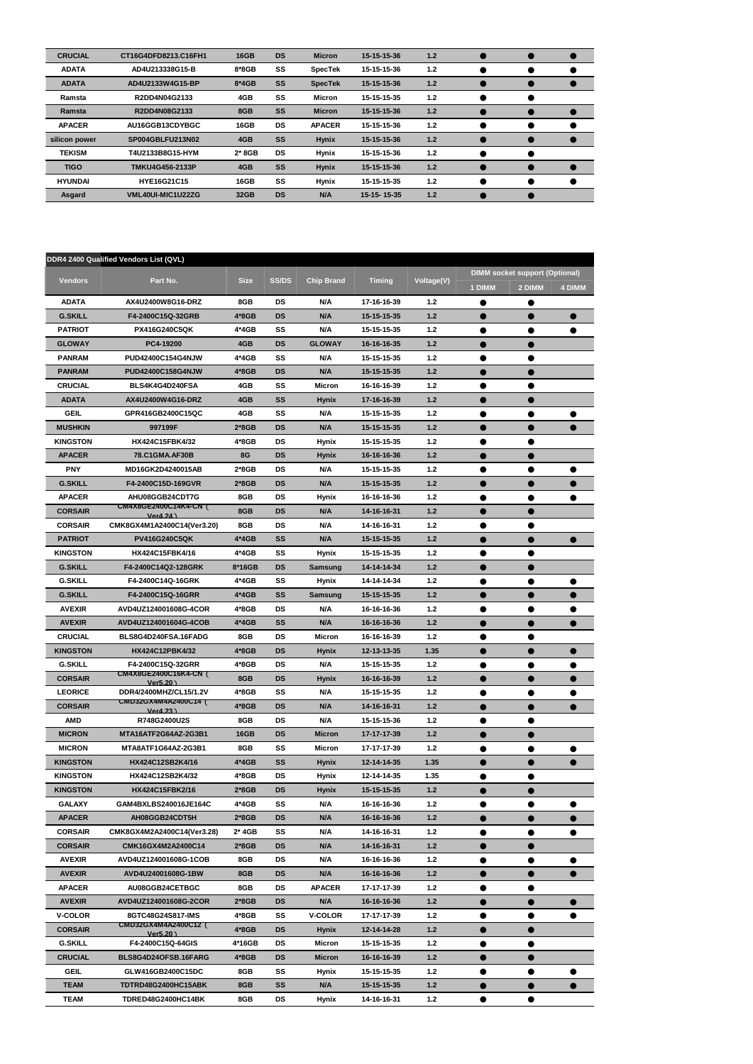| CRUCIAL | CT16G4DFD8213.C16FH1 | 16GB | DS | Micron | 15-15-15-36 | 1.2 | ● | ● | ● |
|---|---|---|---|---|---|---|---|---|---|
| ADATA | AD4U213338G15-B | 8*8GB | SS | SpecTek | 15-15-15-36 | 1.2 | ● | ● | ● |
| ADATA | AD4U2133W4G15-BP | 8*4GB | SS | SpecTek | 15-15-15-36 | 1.2 | ● | ● | ● |
| Ramsta | R2DD4N04G2133 | 4GB | SS | Micron | 15-15-15-35 | 1.2 | ● | ● | |
| Ramsta | R2DD4N08G2133 | 8GB | SS | Micron | 15-15-15-36 | 1.2 | ● | ● | ● |
| APACER | AU16GGB13CDYBGC | 16GB | DS | APACER | 15-15-15-36 | 1.2 | ● | ● | ● |
| silicon power | SP004GBLFU213N02 | 4GB | SS | Hynix | 15-15-15-36 | 1.2 | ● | ● | ● |
| TEKISM | T4U2133B8G15-HYM | 2* 8GB | DS | Hynix | 15-15-15-36 | 1.2 | ● | ● | |
| TIGO | TMKU4G456-2133P | 4GB | SS | Hynix | 15-15-15-36 | 1.2 | ● | ● | ● |
| HYUNDAI | HYE16G21C15 | 16GB | SS | Hynix | 15-15-15-35 | 1.2 | ● | ● | ● |
| Asgard | VML40UI-MIC1U22ZG | 32GB | DS | N/A | 15-15- 15-35 | 1.2 | ● | ● | |

DDR4 2400 Qualified Vendors List (QVL)

| Vendors | Part No. | Size | SS/DS | Chip Brand | Timing | Voltage(V) | DIMM socket support (Optional) | | |
|---|---|---|---|---|---|---|---|---|---|
| | | | | | | | 1 DIMM | 2 DIMM | 4 DIMM |
| ADATA | AX4U2400W8G16-DRZ | 8GB | DS | N/A | 17-16-16-39 | 1.2 | ● | ● | |
| G.SKILL | F4-2400C15Q-32GRB | 4*8GB | DS | N/A | 15-15-15-35 | 1.2 | ● | ● | ● |
| PATRIOT | PX416G240C5QK | 4*4GB | SS | N/A | 15-15-15-35 | 1.2 | ● | ● | ● |
| GLOWAY | PC4-19200 | 4GB | DS | GLOWAY | 16-16-16-35 | 1.2 | ● | ● | |
| PANRAM | PUD42400C154G4NJW | 4*4GB | SS | N/A | 15-15-15-35 | 1.2 | ● | ● | |
| PANRAM | PUD42400C158G4NJW | 4*8GB | DS | N/A | 15-15-15-35 | 1.2 | ● | ● | |
| CRUCIAL | BLS4K4G4D240FSA | 4GB | SS | Micron | 16-16-16-39 | 1.2 | ● | ● | |
| ADATA | AX4U2400W4G16-DRZ | 4GB | SS | Hynix | 17-16-16-39 | 1.2 | ● | ● | |
| GEIL | GPR416GB2400C15QC | 4GB | SS | N/A | 15-15-15-35 | 1.2 | ● | ● | ● |
| MUSHKIN | 997199F | 2*8GB | DS | N/A | 15-15-15-35 | 1.2 | ● | ● | ● |
| KINGSTON | HX424C15FBK4/32 | 4*8GB | DS | Hynix | 15-15-15-35 | 1.2 | ● | ● | |
| APACER | 78.C1GMA.AF30B | 8G | DS | Hynix | 16-16-16-36 | 1.2 | ● | ● | |
| PNY | MD16GK2D4240015AB | 2*8GB | DS | N/A | 15-15-15-35 | 1.2 | ● | ● | ● |
| G.SKILL | F4-2400C15D-16GVR | 2*8GB | DS | N/A | 15-15-15-35 | 1.2 | ● | ● | ● |
| APACER | AHU08GGB24CDT7G | 8GB | DS | Hynix | 16-16-16-36 | 1.2 | ● | ● | ● |
| CORSAIR | CM4X8GE2400C14K4-CN（Ver4.24） | 8GB | DS | N/A | 14-16-16-31 | 1.2 | ● | ● | |
| CORSAIR | CMK8GX4M1A2400C14(Ver3.20) | 8GB | DS | N/A | 14-16-16-31 | 1.2 | ● | ● | |
| PATRIOT | PV416G240C5QK | 4*4GB | SS | N/A | 15-15-15-35 | 1.2 | ● | ● | ● |
| KINGSTON | HX424C15FBK4/16 | 4*4GB | SS | Hynix | 15-15-15-35 | 1.2 | ● | ● | |
| G.SKILL | F4-2400C14Q2-128GRK | 8*16GB | DS | Samsung | 14-14-14-34 | 1.2 | ● | ● | |
| G.SKILL | F4-2400C14Q-16GRK | 4*4GB | SS | Hynix | 14-14-14-34 | 1.2 | ● | ● | ● |
| G.SKILL | F4-2400C15Q-16GRR | 4*4GB | SS | Samsung | 15-15-15-35 | 1.2 | ● | ● | ● |
| AVEXIR | AVD4UZ124001608G-4COR | 4*8GB | DS | N/A | 16-16-16-36 | 1.2 | ● | ● | ● |
| AVEXIR | AVD4UZ124001604G-4COB | 4*4GB | SS | N/A | 16-16-16-36 | 1.2 | ● | ● | ● |
| CRUCIAL | BLS8G4D240FSA.16FADG | 8GB | DS | Micron | 16-16-16-39 | 1.2 | ● | ● | |
| KINGSTON | HX424C12PBK4/32 | 4*8GB | DS | Hynix | 12-13-13-35 | 1.35 | ● | ● | ● |
| G.SKILL | F4-2400C15Q-32GRR | 4*8GB | DS | N/A | 15-15-15-35 | 1.2 | ● | ● | ● |
| CORSAIR | CM4X8GE2400C16K4-CN（Ver5.20） | 8GB | DS | Hynix | 16-16-16-39 | 1.2 | ● | ● | ● |
| LEORICE | DDR4/2400MHZ/CL15/1.2V | 4*8GB | SS | N/A | 15-15-15-35 | 1.2 | ● | ● | ● |
| CORSAIR | CMD32GX4M4A2400C14（Ver4.23） | 4*8GB | DS | N/A | 14-16-16-31 | 1.2 | ● | ● | ● |
| AMD | R748G2400U2S | 8GB | DS | N/A | 15-15-15-36 | 1.2 | ● | ● | |
| MICRON | MTA16ATF2G64AZ-2G3B1 | 16GB | DS | Micron | 17-17-17-39 | 1.2 | ● | ● | |
| MICRON | MTA8ATF1G64AZ-2G3B1 | 8GB | SS | Micron | 17-17-17-39 | 1.2 | ● | ● | ● |
| KINGSTON | HX424C12SB2K4/16 | 4*4GB | SS | Hynix | 12-14-14-35 | 1.35 | ● | ● | ● |
| KINGSTON | HX424C12SB2K4/32 | 4*8GB | DS | Hynix | 12-14-14-35 | 1.35 | ● | ● | |
| KINGSTON | HX424C15FBK2/16 | 2*8GB | DS | Hynix | 15-15-15-35 | 1.2 | ● | ● | |
| GALAXY | GAM4BXLBS240016JE164C | 4*4GB | SS | N/A | 16-16-16-36 | 1.2 | ● | ● | ● |
| APACER | AH08GGB24CDT5H | 2*8GB | DS | N/A | 16-16-16-36 | 1.2 | ● | ● | ● |
| CORSAIR | CMK8GX4M2A2400C14(Ver3.28) | 2* 4GB | SS | N/A | 14-16-16-31 | 1.2 | ● | ● | ● |
| CORSAIR | CMK16GX4M2A2400C14 | 2*8GB | DS | N/A | 14-16-16-31 | 1.2 | ● | ● | |
| AVEXIR | AVD4UZ124001608G-1COB | 8GB | DS | N/A | 16-16-16-36 | 1.2 | ● | ● | ● |
| AVEXIR | AVD4U24001608G-1BW | 8GB | DS | N/A | 16-16-16-36 | 1.2 | ● | ● | ● |
| APACER | AU08GGB24CETBGC | 8GB | DS | APACER | 17-17-17-39 | 1.2 | ● | ● | |
| AVEXIR | AVD4UZ124001608G-2COR | 2*8GB | DS | N/A | 16-16-16-36 | 1.2 | ● | ● | ● |
| V-COLOR | 8GTC48G24S817-IMS | 4*8GB | SS | V-COLOR | 17-17-17-39 | 1.2 | ● | ● | ● |
| CORSAIR | CMD32GX4M4A2400C12（Ver5.20） | 4*8GB | DS | Hynix | 12-14-14-28 | 1.2 | ● | ● | |
| G.SKILL | F4-2400C15Q-64GIS | 4*16GB | DS | Micron | 15-15-15-35 | 1.2 | ● | ● | |
| CRUCIAL | BLS8G4D24OFSB.16FARG | 4*8GB | DS | Micron | 16-16-16-39 | 1.2 | ● | ● | |
| GEIL | GLW416GB2400C15DC | 8GB | SS | Hynix | 15-15-15-35 | 1.2 | ● | ● | ● |
| TEAM | TDTRD48G2400HC15ABK | 8GB | SS | N/A | 15-15-15-35 | 1.2 | ● | ● | ● |
| TEAM | TDRED48G2400HC14BK | 8GB | DS | Hynix | 14-16-16-31 | 1.2 | ● | ● | |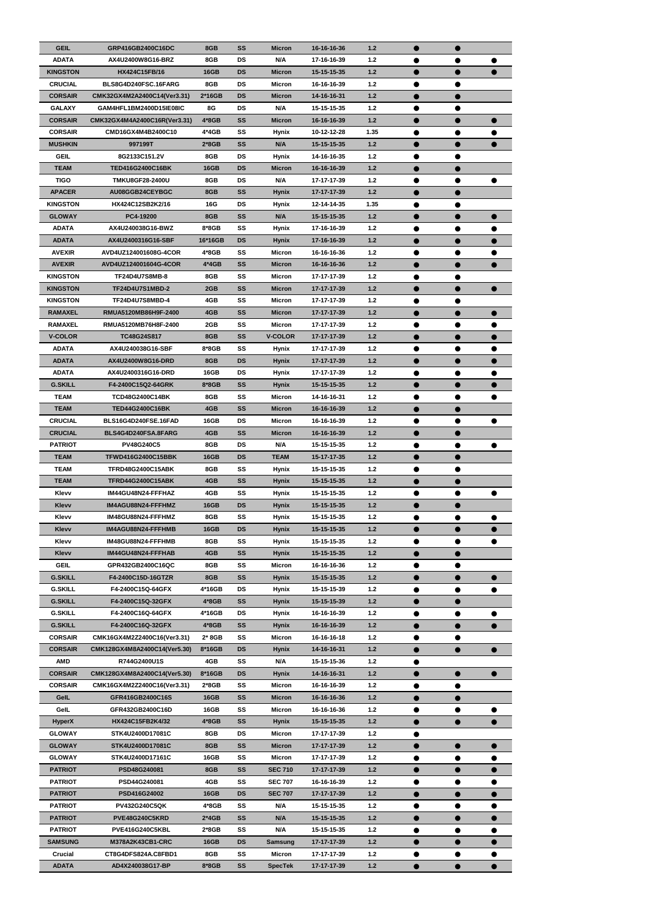| | | | | | | | | | |
|---|---|---|---|---|---|---|---|---|---|
| GEIL | GRP416GB2400C16DC | 8GB | SS | Micron | 16-16-16-36 | 1.2 | ● | ● | |
| ADATA | AX4U2400W8G16-BRZ | 8GB | DS | N/A | 17-16-16-39 | 1.2 | ● | ● | ● |
| KINGSTON | HX424C15FB/16 | 16GB | DS | Micron | 15-15-15-35 | 1.2 | ● | ● | ● |
| CRUCIAL | BLS8G4D240FSC.16FARG | 8GB | DS | Micron | 16-16-16-39 | 1.2 | ● | ● | |
| CORSAIR | CMK32GX4M2A2400C14(Ver3.31) | 2*16GB | DS | Micron | 14-16-16-31 | 1.2 | ● | ● | |
| GALAXY | GAM4HFL1BM2400D15IE08IC | 8G | DS | N/A | 15-15-15-35 | 1.2 | ● | ● | |
| CORSAIR | CMK32GX4M4A2400C16R(Ver3.31) | 4*8GB | SS | Micron | 16-16-16-39 | 1.2 | ● | ● | ● |
| CORSAIR | CMD16GX4M4B2400C10 | 4*4GB | SS | Hynix | 10-12-12-28 | 1.35 | ● | ● | ● |
| MUSHKIN | 997199T | 2*8GB | SS | N/A | 15-15-15-35 | 1.2 | ● | ● | ● |
| GEIL | 8G2133C151.2V | 8GB | DS | Hynix | 14-16-16-35 | 1.2 | ● | ● | |
| TEAM | TED416G2400C16BK | 16GB | DS | Micron | 16-16-16-39 | 1.2 | ● | ● | |
| TIGO | TMKU8GF28-2400U | 8GB | DS | N/A | 17-17-17-39 | 1.2 | ● | ● | ● |
| APACER | AU08GGB24CEYBGC | 8GB | SS | Hynix | 17-17-17-39 | 1.2 | ● | ● | |
| KINGSTON | HX424C12SB2K2/16 | 16G | DS | Hynix | 12-14-14-35 | 1.35 | ● | ● | |
| GLOWAY | PC4-19200 | 8GB | SS | N/A | 15-15-15-35 | 1.2 | ● | ● | ● |
| ADATA | AX4U240038G16-BWZ | 8*8GB | SS | Hynix | 17-16-16-39 | 1.2 | ● | ● | ● |
| ADATA | AX4U2400316G16-SBF | 16*16GB | DS | Hynix | 17-16-16-39 | 1.2 | ● | ● | ● |
| AVEXIR | AVD4UZ124001608G-4COR | 4*8GB | SS | Micron | 16-16-16-36 | 1.2 | ● | ● | ● |
| AVEXIR | AVD4UZ124001604G-4COR | 4*4GB | SS | Micron | 16-16-16-36 | 1.2 | ● | ● | ● |
| KINGSTON | TF24D4U7S8MB-8 | 8GB | SS | Micron | 17-17-17-39 | 1.2 | ● | ● | |
| KINGSTON | TF24D4U7S1MBD-2 | 2GB | SS | Micron | 17-17-17-39 | 1.2 | ● | ● | ● |
| KINGSTON | TF24D4U7S8MBD-4 | 4GB | SS | Micron | 17-17-17-39 | 1.2 | ● | ● | |
| RAMAXEL | RMUA5120MB86H9F-2400 | 4GB | SS | Micron | 17-17-17-39 | 1.2 | ● | ● | ● |
| RAMAXEL | RMUA5120MB76H8F-2400 | 2GB | SS | Micron | 17-17-17-39 | 1.2 | ● | ● | ● |
| V-COLOR | TC48G24S817 | 8GB | SS | V-COLOR | 17-17-17-39 | 1.2 | ● | ● | ● |
| ADATA | AX4U240038G16-SBF | 8*8GB | SS | Hynix | 17-17-17-39 | 1.2 | ● | ● | ● |
| ADATA | AX4U2400W8G16-DRD | 8GB | DS | Hynix | 17-17-17-39 | 1.2 | ● | ● | ● |
| ADATA | AX4U2400316G16-DRD | 16GB | DS | Hynix | 17-17-17-39 | 1.2 | ● | ● | ● |
| G.SKILL | F4-2400C15Q2-64GRK | 8*8GB | SS | Hynix | 15-15-15-35 | 1.2 | ● | ● | ● |
| TEAM | TCD48G2400C14BK | 8GB | SS | Micron | 14-16-16-31 | 1.2 | ● | ● | ● |
| TEAM | TED44G2400C16BK | 4GB | SS | Micron | 16-16-16-39 | 1.2 | ● | ● | |
| CRUCIAL | BLS16G4D240FSE.16FAD | 16GB | DS | Micron | 16-16-16-39 | 1.2 | ● | ● | ● |
| CRUCIAL | BLS4G4D240FSA.8FARG | 4GB | SS | Micron | 16-16-16-39 | 1.2 | ● | ● | |
| PATRIOT | PV48G240C5 | 8GB | DS | N/A | 15-15-15-35 | 1.2 | ● | ● | ● |
| TEAM | TFWD416G2400C15BBK | 16GB | DS | TEAM | 15-17-17-35 | 1.2 | ● | ● | |
| TEAM | TFRD48G2400C15ABK | 8GB | SS | Hynix | 15-15-15-35 | 1.2 | ● | ● | |
| TEAM | TFRD44G2400C15ABK | 4GB | SS | Hynix | 15-15-15-35 | 1.2 | ● | ● | |
| Klevv | IM44GU48N24-FFFHAZ | 4GB | SS | Hynix | 15-15-15-35 | 1.2 | ● | ● | ● |
| Klevv | IM4AGU88N24-FFFHMZ | 16GB | DS | Hynix | 15-15-15-35 | 1.2 | ● | ● | |
| Klevv | IM48GU88N24-FFFHMZ | 8GB | SS | Hynix | 15-15-15-35 | 1.2 | ● | ● | ● |
| Klevv | IM4AGU88N24-FFFHMB | 16GB | DS | Hynix | 15-15-15-35 | 1.2 | ● | ● | ● |
| Klevv | IM48GU88N24-FFFHMB | 8GB | SS | Hynix | 15-15-15-35 | 1.2 | ● | ● | ● |
| Klevv | IM44GU48N24-FFFHAB | 4GB | SS | Hynix | 15-15-15-35 | 1.2 | ● | ● | |
| GEIL | GPR432GB2400C16QC | 8GB | SS | Micron | 16-16-16-36 | 1.2 | ● | ● | |
| G.SKILL | F4-2400C15D-16GTZR | 8GB | SS | Hynix | 15-15-15-35 | 1.2 | ● | ● | ● |
| G.SKILL | F4-2400C15Q-64GFX | 4*16GB | DS | Hynix | 15-15-15-39 | 1.2 | ● | ● | ● |
| G.SKILL | F4-2400C15Q-32GFX | 4*8GB | SS | Hynix | 15-15-15-39 | 1.2 | ● | ● | |
| G.SKILL | F4-2400C16Q-64GFX | 4*16GB | DS | Hynix | 16-16-16-39 | 1.2 | ● | ● | ● |
| G.SKILL | F4-2400C16Q-32GFX | 4*8GB | SS | Hynix | 16-16-16-39 | 1.2 | ● | ● | ● |
| CORSAIR | CMK16GX4M2Z2400C16(Ver3.31) | 2* 8GB | SS | Micron | 16-16-16-18 | 1.2 | ● | ● | |
| CORSAIR | CMK128GX4M8A2400C14(Ver5.30) | 8*16GB | DS | Hynix | 14-16-16-31 | 1.2 | ● | ● | ● |
| AMD | R744G2400U1S | 4GB | SS | N/A | 15-15-15-36 | 1.2 | ● | | |
| CORSAIR | CMK128GX4M8A2400C14(Ver5.30) | 8*16GB | DS | Hynix | 14-16-16-31 | 1.2 | ● | ● | ● |
| CORSAIR | CMK16GX4M2Z2400C16(Ver3.31) | 2*8GB | SS | Micron | 16-16-16-39 | 1.2 | ● | ● | |
| GelL | GFR416GB2400C16S | 16GB | SS | Micron | 16-16-16-36 | 1.2 | ● | ● | |
| GelL | GFR432GB2400C16D | 16GB | SS | Micron | 16-16-16-36 | 1.2 | ● | ● | ● |
| HyperX | HX424C15FB2K4/32 | 4*8GB | SS | Hynix | 15-15-15-35 | 1.2 | ● | ● | ● |
| GLOWAY | STK4U2400D17081C | 8GB | DS | Micron | 17-17-17-39 | 1.2 | ● | | |
| GLOWAY | STK4U2400D17081C | 8GB | SS | Micron | 17-17-17-39 | 1.2 | ● | ● | ● |
| GLOWAY | STK4U2400D17161C | 16GB | SS | Micron | 17-17-17-39 | 1.2 | ● | ● | ● |
| PATRIOT | PSD48G240081 | 8GB | SS | SEC 710 | 17-17-17-39 | 1.2 | ● | ● | ● |
| PATRIOT | PSD44G240081 | 4GB | SS | SEC 707 | 16-16-16-39 | 1.2 | ● | ● | ● |
| PATRIOT | PSD416G24002 | 16GB | DS | SEC 707 | 17-17-17-39 | 1.2 | ● | ● | ● |
| PATRIOT | PV432G240C5QK | 4*8GB | SS | N/A | 15-15-15-35 | 1.2 | ● | ● | ● |
| PATRIOT | PVE48G240C5KRD | 2*4GB | SS | N/A | 15-15-15-35 | 1.2 | ● | ● | ● |
| PATRIOT | PVE416G240C5KBL | 2*8GB | SS | N/A | 15-15-15-35 | 1.2 | ● | ● | ● |
| SAMSUNG | M378A2K43CB1-CRC | 16GB | DS | Samsung | 17-17-17-39 | 1.2 | ● | ● | ● |
| Crucial | CT8G4DFS824A.C8FBD1 | 8GB | SS | Micron | 17-17-17-39 | 1.2 | ● | ● | ● |
| ADATA | AD4X240038G17-BP | 8*8GB | SS | SpecTek | 17-17-17-39 | 1.2 | ● | ● | ● |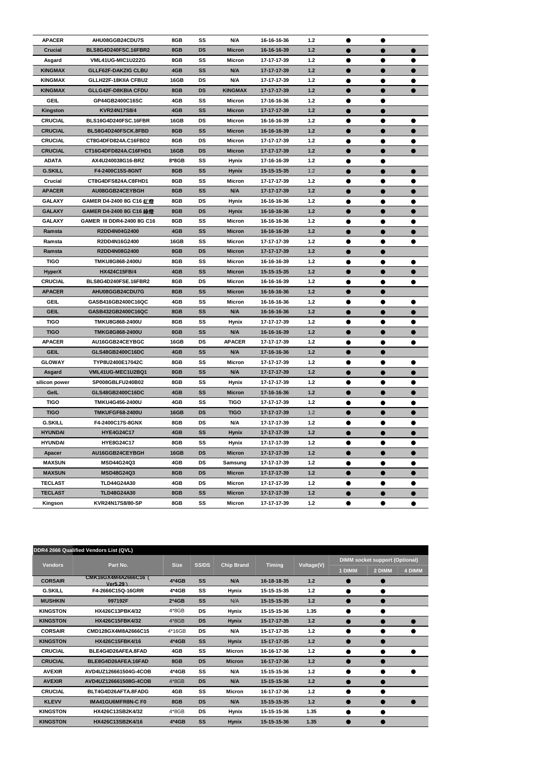| APACER | AHU08GGB24CDU7S | 8GB | SS | N/A | 16-16-16-36 | 1.2 | ● | ● | |
|---|---|---|---|---|---|---|---|---|---|
| Crucial | BLS8G4D240FSC.16FBR2 | 8GB | DS | Micron | 16-16-16-39 | 1.2 | ● | ● | ● |
| Asgard | VML41UG-MIC1U22ZG | 8GB | SS | Micron | 17-17-17-39 | 1.2 | ● | ● | ● |
| KINGMAX | GLLF62F-DAKZIG CLBU | 4GB | SS | N/A | 17-17-17-39 | 1.2 | ● | ● | ● |
| KINGMAX | GLLH22F-18KIIA CFBU2 | 16GB | DS | N/A | 17-17-17-39 | 1.2 | ● | ● | ● |
| KINGMAX | GLLG42F-D8KBIA CFDU | 8GB | DS | KINGMAX | 17-17-17-39 | 1.2 | ● | ● | ● |
| GEIL | GP44GB2400C16SC | 4GB | SS | Micron | 17-16-16-36 | 1.2 | ● | ● | |
| Kingston | KVR24N17S8/4 | 4GB | SS | Micron | 17-17-17-39 | 1.2 | ● | ● | |
| CRUCIAL | BLS16G4D240FSC.16FBR | 16GB | DS | Micron | 16-16-16-39 | 1.2 | ● | ● | ● |
| CRUCIAL | BLS8G4D240FSCK.8FBD | 8GB | SS | Micron | 16-16-16-39 | 1.2 | ● | ● | ● |
| CRUCIAL | CT8G4DFD824A.C16FBD2 | 8GB | DS | Micron | 17-17-17-39 | 1.2 | ● | ● | ● |
| CRUCIAL | CT16G4DFD824A.C16FHD1 | 16GB | DS | Micron | 17-17-17-39 | 1.2 | ● | ● | ● |
| ADATA | AX4U240038G16-BRZ | 8*8GB | SS | Hynix | 17-16-16-39 | 1.2 | ● | ● | |
| G.SKILL | F4-2400C15S-8GNT | 8GB | SS | Hynix | 15-15-15-35 | 1.2 | ● | ● | ● |
| Crucial | CT8G4DFS824A.C8FHD1 | 8GB | SS | Micron | 17-17-17-39 | 1.2 | ● | ● | ● |
| APACER | AU08GGB24CEYBGH | 8GB | SS | N/A | 17-17-17-39 | 1.2 | ● | ● | ● |
| GALAXY | GAMER D4-2400 8G C16 紅燈 | 8GB | DS | Hynix | 16-16-16-36 | 1.2 | ● | ● | ● |
| GALAXY | GAMER D4-2400 8G C16 綠燈 | 8GB | DS | Hynix | 16-16-16-36 | 1.2 | ● | ● | ● |
| GALAXY | GAMER III DDR4-2400 8G C16 | 8GB | SS | Micron | 16-16-16-36 | 1.2 | ● | ● | ● |
| Ramsta | R2DD4N04G2400 | 4GB | SS | Micron | 16-16-16-39 | 1.2 | ● | ● | ● |
| Ramsta | R2DD4N16G2400 | 16GB | SS | Micron | 17-17-17-39 | 1.2 | ● | ● | ● |
| Ramsta | R2DD4N08G2400 | 8GB | DS | Micron | 17-17-17-39 | 1.2 | ● | ● | |
| TIGO | TMKU8G868-2400U | 8GB | SS | Micron | 16-16-16-39 | 1.2 | ● | ● | ● |
| HyperX | HX424C15FB/4 | 4GB | SS | Micron | 15-15-15-35 | 1.2 | ● | ● | ● |
| CRUCIAL | BLS8G4D240FSE.16FBR2 | 8GB | DS | Micron | 16-16-16-39 | 1.2 | ● | ● | ● |
| APACER | AHU08GGB24CDU7G | 8GB | SS | Micron | 16-16-16-36 | 1.2 | ● | ● | |
| GEIL | GASB416GB2400C16QC | 4GB | SS | Micron | 16-16-16-36 | 1.2 | ● | ● | ● |
| GEIL | GASB432GB2400C16QC | 8GB | SS | N/A | 16-16-16-36 | 1.2 | ● | ● | ● |
| TIGO | TMKU8G868-2400U | 8GB | SS | Hynix | 17-17-17-39 | 1.2 | ● | ● | ● |
| TIGO | TMKG8G868-2400U | 8GB | SS | Micron | 16-16-16-39 | 1.2 | ● | ● | ● |
| APACER | AU16GGB24CEYBGC | 16GB | DS | APACER | 17-17-17-39 | 1.2 | ● | ● | ● |
| GEIL | GLS48GB2400C16DC | 4GB | SS | N/A | 17-16-16-36 | 1.2 | ● | ● | |
| GLOWAY | TYP8U2400E17042C | 8GB | SS | Micron | 17-17-17-39 | 1.2 | ● | ● | ● |
| Asgard | VML41UG-MEC1U2BQ1 | 8GB | SS | N/A | 17-17-17-39 | 1.2 | ● | ● | ● |
| silicon power | SP008GBLFU240B02 | 8GB | SS | Hynix | 17-17-17-39 | 1.2 | ● | ● | ● |
| GeIL | GLS48GB2400C16DC | 4GB | SS | Micron | 17-16-16-36 | 1.2 | ● | ● | ● |
| TIGO | TMKU4G456-2400U | 4GB | SS | TIGO | 17-17-17-39 | 1.2 | ● | ● | ● |
| TIGO | TMKUFGF68-2400U | 16GB | DS | TIGO | 17-17-17-39 | 1.2 | ● | ● | ● |
| G.SKILL | F4-2400C17S-8GNX | 8GB | DS | N/A | 17-17-17-39 | 1.2 | ● | ● | ● |
| HYUNDAI | HYE4G24C17 | 4GB | SS | Hynix | 17-17-17-39 | 1.2 | ● | ● | ● |
| HYUNDAI | HYE8G24C17 | 8GB | SS | Hynix | 17-17-17-39 | 1.2 | ● | ● | ● |
| Apacer | AU16GGB24CEYBGH | 16GB | DS | Micron | 17-17-17-39 | 1.2 | ● | ● | ● |
| MAXSUN | MSD44G24Q3 | 4GB | DS | Samsung | 17-17-17-39 | 1.2 | ● | ● | ● |
| MAXSUN | MSD48G24Q3 | 8GB | DS | Micron | 17-17-17-39 | 1.2 | ● | ● | ● |
| TECLAST | TLD44G24A30 | 4GB | DS | Micron | 17-17-17-39 | 1.2 | ● | ● | ● |
| TECLAST | TLD48G24A30 | 8GB | SS | Micron | 17-17-17-39 | 1.2 | ● | ● | ● |
| Kingson | KVR24N17S8/80-SP | 8GB | SS | Micron | 17-17-17-39 | 1.2 | ● | ● | ● |

**DDR4 2666 Qualified Vendors List (QVL)**

| Vendors | Part No. | Size | SS/DS | Chip Brand | Timing | Voltage(V) | DIMM socket support (Optional) | | |
|---|---|---|---|---|---|---|---|---|---|
| | | | | | | | 1 DIMM | 2 DIMM | 4 DIMM |
| CORSAIR | CMK16GX4M4A2666C16 (Ver5.29) | 4*4GB | SS | N/A | 16-18-18-35 | 1.2 | ● | ● | |
| G.SKILL | F4-2666C15Q-16GRR | 4*4GB | SS | Hynix | 15-15-15-35 | 1.2 | ● | ● | |
| MUSHKIN | 997192F | 2*4GB | SS | N/A | 15-15-15-35 | 1.2 | ● | ● | |
| KINGSTON | HX426C13PBK4/32 | 4*8GB | DS | Hynix | 15-15-15-36 | 1.35 | ● | ● | |
| KINGSTON | HX426C15FBK4/32 | 4*8GB | DS | Hynix | 15-17-17-35 | 1.2 | ● | ● | ● |
| CORSAIR | CMD128GX4M8A2666C15 | 4*16GB | DS | N/A | 15-17-17-35 | 1.2 | ● | ● | ● |
| KINGSTON | HX426C15FBK4/16 | 4*4GB | SS | Hynix | 15-17-17-35 | 1.2 | ● | ● | |
| CRUCIAL | BLE4G4D26AFEA.8FAD | 4GB | SS | Micron | 16-16-17-36 | 1.2 | ● | ● | ● |
| CRUCIAL | BLE8G4D26AFEA.16FAD | 8GB | DS | Micron | 16-17-17-36 | 1.2 | ● | ● | |
| AVEXIR | AVD4UZ126661504G-4COB | 4*4GB | SS | N/A | 15-15-15-36 | 1.2 | ● | ● | ● |
| AVEXIR | AVD4UZ126661508G-4COB | 4*8GB | DS | N/A | 15-15-15-36 | 1.2 | ● | ● | |
| CRUCIAL | BLT4G4D26AFTA.8FADG | 4GB | SS | Micron | 16-17-17-36 | 1.2 | ● | ● | |
| KLEVV | IMA41GU6MFR8N-C F0 | 8GB | DS | N/A | 15-15-15-35 | 1.2 | ● | ● | ● |
| KINGSTON | HX426C13SB2K4/32 | 4*8GB | DS | Hynix | 15-15-15-36 | 1.35 | ● | ● | |
| KINGSTON | HX426C13SB2K4/16 | 4*4GB | SS | Hynix | 15-15-15-36 | 1.35 | ● | ● | |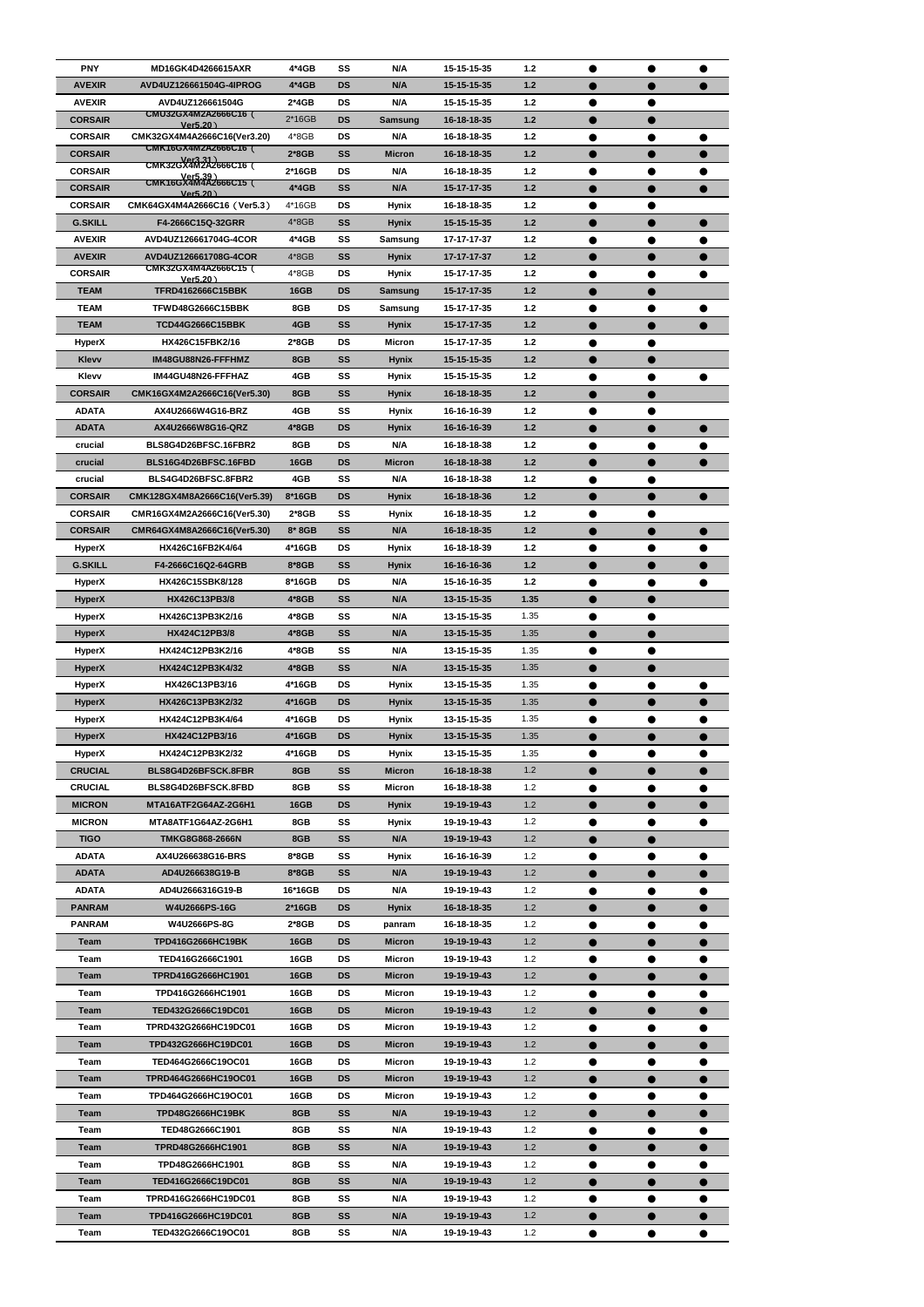| | | | | | | | | | |
|---|---|---|---|---|---|---|---|---|---|
| PNY | MD16GK4D4266615AXR | 4*4GB | SS | N/A | 15-15-15-35 | 1.2 | ● | ● | ● |
| AVEXIR | AVD4UZ126661504G-4IPROG | 4*4GB | DS | N/A | 15-15-15-35 | 1.2 | ● | ● | ● |
| AVEXIR | AVD4UZ126661504G | 2*4GB | DS | N/A | 15-15-15-35 | 1.2 | ● | ● | |
| CORSAIR | CMU32GX4M2A2666C16（Ver5.20） | 2*16GB | DS | Samsung | 16-18-18-35 | 1.2 | ● | ● | |
| CORSAIR | CMK32GX4M4A2666C16(Ver3.20) | 4*8GB | DS | N/A | 16-18-18-35 | 1.2 | ● | ● | ● |
| CORSAIR | CMK16GX4M2A2666C16（Ver3.31） | 2*8GB | DS | Micron | 16-18-18-35 | 1.2 | ● | ● | ● |
| CORSAIR | CMK32GX4M2A2666C16（Ver5.39） | 2*16GB | DS | N/A | 16-18-18-35 | 1.2 | ● | ● | ● |
| CORSAIR | CMK16GX4M4A2666C15（Ver5.20） | 4*4GB | SS | N/A | 15-17-17-35 | 1.2 | ● | ● | ● |
| CORSAIR | CMK64GX4M4A2666C16（Ver5.3） | 4*16GB | DS | Hynix | 16-18-18-35 | 1.2 | ● | ● | |
| G.SKILL | F4-2666C15Q-32GRR | 4*8GB | SS | Hynix | 15-15-15-35 | 1.2 | ● | ● | ● |
| AVEXIR | AVD4UZ126661704G-4COR | 4*4GB | SS | Samsung | 17-17-17-37 | 1.2 | ● | ● | ● |
| AVEXIR | AVD4UZ126661708G-4COR | 4*8GB | SS | Hynix | 17-17-17-37 | 1.2 | ● | ● | ● |
| CORSAIR | CMK32GX4M4A2666C15（Ver5.20） | 4*8GB | DS | Hynix | 15-17-17-35 | 1.2 | ● | ● | ● |
| TEAM | TFRD4162666C15BBK | 16GB | DS | Samsung | 15-17-17-35 | 1.2 | ● | ● | |
| TEAM | TFWD48G2666C15BBK | 8GB | DS | Samsung | 15-17-17-35 | 1.2 | ● | ● | ● |
| TEAM | TCD44G2666C15BBK | 4GB | SS | Hynix | 15-17-17-35 | 1.2 | ● | ● | ● |
| HyperX | HX426C15FBK2/16 | 2*8GB | DS | Micron | 15-17-17-35 | 1.2 | ● | ● | |
| Klevv | IM48GU88N26-FFFHMZ | 8GB | SS | Hynix | 15-15-15-35 | 1.2 | ● | ● | |
| Klevv | IM44GU48N26-FFFHAZ | 4GB | SS | Hynix | 15-15-15-35 | 1.2 | ● | ● | ● |
| CORSAIR | CMK16GX4M2A2666C16(Ver5.30) | 8GB | SS | Hynix | 16-18-18-35 | 1.2 | ● | ● | |
| ADATA | AX4U2666W4G16-BRZ | 4GB | SS | Hynix | 16-16-16-39 | 1.2 | ● | ● | |
| ADATA | AX4U2666W8G16-QRZ | 4*8GB | DS | Hynix | 16-16-16-39 | 1.2 | ● | ● | ● |
| crucial | BLS8G4D26BFSC.16FBR2 | 8GB | DS | N/A | 16-18-18-38 | 1.2 | ● | ● | ● |
| crucial | BLS16G4D26BFSC.16FBD | 16GB | DS | Micron | 16-18-18-38 | 1.2 | ● | ● | ● |
| crucial | BLS4G4D26BFSC.8FBR2 | 4GB | SS | N/A | 16-18-18-38 | 1.2 | ● | ● | |
| CORSAIR | CMK128GX4M8A2666C16(Ver5.39) | 8*16GB | DS | Hynix | 16-18-18-36 | 1.2 | ● | ● | ● |
| CORSAIR | CMR16GX4M2A2666C16(Ver5.30) | 2*8GB | SS | Hynix | 16-18-18-35 | 1.2 | ● | ● | |
| CORSAIR | CMR64GX4M8A2666C16(Ver5.30) | 8* 8GB | SS | N/A | 16-18-18-35 | 1.2 | ● | ● | ● |
| HyperX | HX426C16FB2K4/64 | 4*16GB | DS | Hynix | 16-18-18-39 | 1.2 | ● | ● | ● |
| G.SKILL | F4-2666C16Q2-64GRB | 8*8GB | SS | Hynix | 16-16-16-36 | 1.2 | ● | ● | ● |
| HyperX | HX426C15SBK8/128 | 8*16GB | DS | N/A | 15-16-16-35 | 1.2 | ● | ● | ● |
| HyperX | HX426C13PB3/8 | 4*8GB | SS | N/A | 13-15-15-35 | 1.35 | ● | ● | |
| HyperX | HX426C13PB3K2/16 | 4*8GB | SS | N/A | 13-15-15-35 | 1.35 | ● | ● | |
| HyperX | HX424C12PB3/8 | 4*8GB | SS | N/A | 13-15-15-35 | 1.35 | ● | ● | |
| HyperX | HX424C12PB3K2/16 | 4*8GB | SS | N/A | 13-15-15-35 | 1.35 | ● | ● | |
| HyperX | HX424C12PB3K4/32 | 4*8GB | SS | N/A | 13-15-15-35 | 1.35 | ● | ● | |
| HyperX | HX426C13PB3/16 | 4*16GB | DS | Hynix | 13-15-15-35 | 1.35 | ● | ● | ● |
| HyperX | HX426C13PB3K2/32 | 4*16GB | DS | Hynix | 13-15-15-35 | 1.35 | ● | ● | ● |
| HyperX | HX424C12PB3K4/64 | 4*16GB | DS | Hynix | 13-15-15-35 | 1.35 | ● | ● | ● |
| HyperX | HX424C12PB3/16 | 4*16GB | DS | Hynix | 13-15-15-35 | 1.35 | ● | ● | ● |
| HyperX | HX424C12PB3K2/32 | 4*16GB | DS | Hynix | 13-15-15-35 | 1.35 | ● | ● | ● |
| CRUCIAL | BLS8G4D26BFSCK.8FBR | 8GB | SS | Micron | 16-18-18-38 | 1.2 | ● | ● | ● |
| CRUCIAL | BLS8G4D26BFSCK.8FBD | 8GB | SS | Micron | 16-18-18-38 | 1.2 | ● | ● | ● |
| MICRON | MTA16ATF2G64AZ-2G6H1 | 16GB | DS | Hynix | 19-19-19-43 | 1.2 | ● | ● | ● |
| MICRON | MTA8ATF1G64AZ-2G6H1 | 8GB | SS | Hynix | 19-19-19-43 | 1.2 | ● | ● | ● |
| TIGO | TMKG8G868-2666N | 8GB | SS | N/A | 19-19-19-43 | 1.2 | ● | ● | |
| ADATA | AX4U266638G16-BRS | 8*8GB | SS | Hynix | 16-16-16-39 | 1.2 | ● | ● | ● |
| ADATA | AD4U266638G19-B | 8*8GB | SS | N/A | 19-19-19-43 | 1.2 | ● | ● | ● |
| ADATA | AD4U2666316G19-B | 16*16GB | DS | N/A | 19-19-19-43 | 1.2 | ● | ● | ● |
| PANRAM | W4U2666PS-16G | 2*16GB | DS | Hynix | 16-18-18-35 | 1.2 | ● | ● | ● |
| PANRAM | W4U2666PS-8G | 2*8GB | DS | panram | 16-18-18-35 | 1.2 | ● | ● | ● |
| Team | TPD416G2666HC19BK | 16GB | DS | Micron | 19-19-19-43 | 1.2 | ● | ● | ● |
| Team | TED416G2666C1901 | 16GB | DS | Micron | 19-19-19-43 | 1.2 | ● | ● | ● |
| Team | TPRD416G2666HC1901 | 16GB | DS | Micron | 19-19-19-43 | 1.2 | ● | ● | ● |
| Team | TPD416G2666HC1901 | 16GB | DS | Micron | 19-19-19-43 | 1.2 | ● | ● | ● |
| Team | TED432G2666C19DC01 | 16GB | DS | Micron | 19-19-19-43 | 1.2 | ● | ● | ● |
| Team | TPRD432G2666HC19DC01 | 16GB | DS | Micron | 19-19-19-43 | 1.2 | ● | ● | ● |
| Team | TPD432G2666HC19DC01 | 16GB | DS | Micron | 19-19-19-43 | 1.2 | ● | ● | ● |
| Team | TED464G2666C19OC01 | 16GB | DS | Micron | 19-19-19-43 | 1.2 | ● | ● | ● |
| Team | TPRD464G2666HC19OC01 | 16GB | DS | Micron | 19-19-19-43 | 1.2 | ● | ● | ● |
| Team | TPD464G2666HC19OC01 | 16GB | DS | Micron | 19-19-19-43 | 1.2 | ● | ● | ● |
| Team | TPD48G2666HC19BK | 8GB | SS | N/A | 19-19-19-43 | 1.2 | ● | ● | ● |
| Team | TED48G2666C1901 | 8GB | SS | N/A | 19-19-19-43 | 1.2 | ● | ● | ● |
| Team | TPRD48G2666HC1901 | 8GB | SS | N/A | 19-19-19-43 | 1.2 | ● | ● | ● |
| Team | TPD48G2666HC1901 | 8GB | SS | N/A | 19-19-19-43 | 1.2 | ● | ● | ● |
| Team | TED416G2666C19DC01 | 8GB | SS | N/A | 19-19-19-43 | 1.2 | ● | ● | ● |
| Team | TPRD416G2666HC19DC01 | 8GB | SS | N/A | 19-19-19-43 | 1.2 | ● | ● | ● |
| Team | TPD416G2666HC19DC01 | 8GB | SS | N/A | 19-19-19-43 | 1.2 | ● | ● | ● |
| Team | TED432G2666C19OC01 | 8GB | SS | N/A | 19-19-19-43 | 1.2 | ● | ● | ● |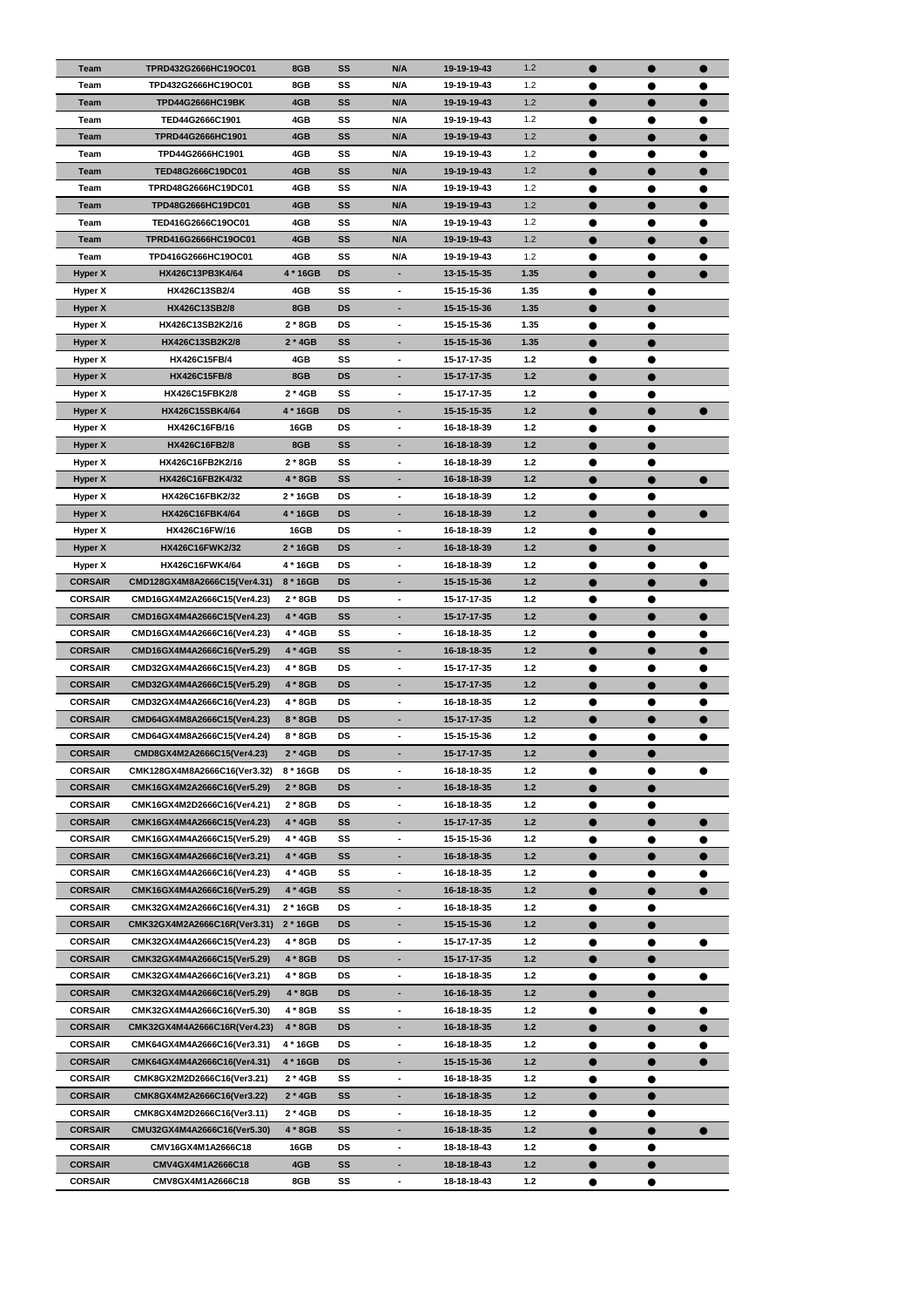| | | | | | | | | | |
|---|---|---|---|---|---|---|---|---|---|
| Team | TPRD432G2666HC19OC01 | 8GB | SS | N/A | 19-19-19-43 | 1.2 | ● | ● | ● |
| Team | TPD432G2666HC19OC01 | 8GB | SS | N/A | 19-19-19-43 | 1.2 | ● | ● | ● |
| Team | TPD44G2666HC19BK | 4GB | SS | N/A | 19-19-19-43 | 1.2 | ● | ● | ● |
| Team | TED44G2666C1901 | 4GB | SS | N/A | 19-19-19-43 | 1.2 | ● | ● | ● |
| Team | TPRD44G2666HC1901 | 4GB | SS | N/A | 19-19-19-43 | 1.2 | ● | ● | ● |
| Team | TPD44G2666HC1901 | 4GB | SS | N/A | 19-19-19-43 | 1.2 | ● | ● | ● |
| Team | TED48G2666C19DC01 | 4GB | SS | N/A | 19-19-19-43 | 1.2 | ● | ● | ● |
| Team | TPRD48G2666HC19DC01 | 4GB | SS | N/A | 19-19-19-43 | 1.2 | ● | ● | ● |
| Team | TPD48G2666HC19DC01 | 4GB | SS | N/A | 19-19-19-43 | 1.2 | ● | ● | ● |
| Team | TED416G2666C19OC01 | 4GB | SS | N/A | 19-19-19-43 | 1.2 | ● | ● | ● |
| Team | TPRD416G2666HC19OC01 | 4GB | SS | N/A | 19-19-19-43 | 1.2 | ● | ● | ● |
| Team | TPD416G2666HC19OC01 | 4GB | SS | N/A | 19-19-19-43 | 1.2 | ● | ● | ● |
| Hyper X | HX426C13PB3K4/64 | 4 * 16GB | DS | - | 13-15-15-35 | 1.35 | ● | ● | ● |
| Hyper X | HX426C13SB2/4 | 4GB | SS | - | 15-15-15-36 | 1.35 | ● | ● | |
| Hyper X | HX426C13SB2/8 | 8GB | DS | - | 15-15-15-36 | 1.35 | ● | ● | |
| Hyper X | HX426C13SB2K2/16 | 2 * 8GB | DS | - | 15-15-15-36 | 1.35 | ● | ● | |
| Hyper X | HX426C13SB2K2/8 | 2 * 4GB | SS | - | 15-15-15-36 | 1.35 | ● | ● | |
| Hyper X | HX426C15FB/4 | 4GB | SS | - | 15-17-17-35 | 1.2 | ● | ● | |
| Hyper X | HX426C15FB/8 | 8GB | DS | - | 15-17-17-35 | 1.2 | ● | ● | |
| Hyper X | HX426C15FBK2/8 | 2 * 4GB | SS | - | 15-17-17-35 | 1.2 | ● | ● | |
| Hyper X | HX426C15SBK4/64 | 4 * 16GB | DS | - | 15-15-15-35 | 1.2 | ● | ● | ● |
| Hyper X | HX426C16FB/16 | 16GB | DS | - | 16-18-18-39 | 1.2 | ● | ● | |
| Hyper X | HX426C16FB2/8 | 8GB | SS | - | 16-18-18-39 | 1.2 | ● | ● | |
| Hyper X | HX426C16FB2K2/16 | 2 * 8GB | SS | - | 16-18-18-39 | 1.2 | ● | ● | |
| Hyper X | HX426C16FB2K4/32 | 4 * 8GB | SS | - | 16-18-18-39 | 1.2 | ● | ● | ● |
| Hyper X | HX426C16FBK2/32 | 2 * 16GB | DS | - | 16-18-18-39 | 1.2 | ● | ● | |
| Hyper X | HX426C16FBK4/64 | 4 * 16GB | DS | - | 16-18-18-39 | 1.2 | ● | ● | ● |
| Hyper X | HX426C16FW/16 | 16GB | DS | - | 16-18-18-39 | 1.2 | ● | ● | |
| Hyper X | HX426C16FWK2/32 | 2 * 16GB | DS | - | 16-18-18-39 | 1.2 | ● | ● | |
| Hyper X | HX426C16FWK4/64 | 4 * 16GB | DS | - | 16-18-18-39 | 1.2 | ● | ● | ● |
| CORSAIR | CMD128GX4M8A2666C15(Ver4.31) | 8 * 16GB | DS | - | 15-15-15-36 | 1.2 | ● | ● | ● |
| CORSAIR | CMD16GX4M2A2666C15(Ver4.23) | 2 * 8GB | DS | - | 15-17-17-35 | 1.2 | ● | ● | |
| CORSAIR | CMD16GX4M4A2666C15(Ver4.23) | 4 * 4GB | SS | - | 15-17-17-35 | 1.2 | ● | ● | ● |
| CORSAIR | CMD16GX4M4A2666C16(Ver4.23) | 4 * 4GB | SS | - | 16-18-18-35 | 1.2 | ● | ● | ● |
| CORSAIR | CMD16GX4M4A2666C16(Ver5.29) | 4 * 4GB | SS | - | 16-18-18-35 | 1.2 | ● | ● | ● |
| CORSAIR | CMD32GX4M4A2666C15(Ver4.23) | 4 * 8GB | DS | - | 15-17-17-35 | 1.2 | ● | ● | ● |
| CORSAIR | CMD32GX4M4A2666C15(Ver5.29) | 4 * 8GB | DS | - | 15-17-17-35 | 1.2 | ● | ● | ● |
| CORSAIR | CMD32GX4M4A2666C16(Ver4.23) | 4 * 8GB | DS | - | 16-18-18-35 | 1.2 | ● | ● | ● |
| CORSAIR | CMD64GX4M8A2666C15(Ver4.23) | 8 * 8GB | DS | - | 15-17-17-35 | 1.2 | ● | ● | ● |
| CORSAIR | CMD64GX4M8A2666C15(Ver4.24) | 8 * 8GB | DS | - | 15-15-15-36 | 1.2 | ● | ● | ● |
| CORSAIR | CMD8GX4M2A2666C15(Ver4.23) | 2 * 4GB | DS | - | 15-17-17-35 | 1.2 | ● | ● | |
| CORSAIR | CMK128GX4M8A2666C16(Ver3.32) | 8 * 16GB | DS | - | 16-18-18-35 | 1.2 | ● | ● | ● |
| CORSAIR | CMK16GX4M2A2666C16(Ver5.29) | 2 * 8GB | DS | - | 16-18-18-35 | 1.2 | ● | ● | |
| CORSAIR | CMK16GX4M2D2666C16(Ver4.21) | 2 * 8GB | DS | - | 16-18-18-35 | 1.2 | ● | ● | |
| CORSAIR | CMK16GX4M4A2666C15(Ver4.23) | 4 * 4GB | SS | - | 15-17-17-35 | 1.2 | ● | ● | ● |
| CORSAIR | CMK16GX4M4A2666C15(Ver5.29) | 4 * 4GB | SS | - | 15-15-15-36 | 1.2 | ● | ● | ● |
| CORSAIR | CMK16GX4M4A2666C16(Ver3.21) | 4 * 4GB | SS | - | 16-18-18-35 | 1.2 | ● | ● | ● |
| CORSAIR | CMK16GX4M4A2666C16(Ver4.23) | 4 * 4GB | SS | - | 16-18-18-35 | 1.2 | ● | ● | ● |
| CORSAIR | CMK16GX4M4A2666C16(Ver5.29) | 4 * 4GB | SS | - | 16-18-18-35 | 1.2 | ● | ● | ● |
| CORSAIR | CMK32GX4M2A2666C16(Ver4.31) | 2 * 16GB | DS | - | 16-18-18-35 | 1.2 | ● | ● | |
| CORSAIR | CMK32GX4M2A2666C16R(Ver3.31) | 2 * 16GB | DS | - | 15-15-15-36 | 1.2 | ● | ● | |
| CORSAIR | CMK32GX4M4A2666C15(Ver4.23) | 4 * 8GB | DS | - | 15-17-17-35 | 1.2 | ● | ● | ● |
| CORSAIR | CMK32GX4M4A2666C15(Ver5.29) | 4 * 8GB | DS | - | 15-17-17-35 | 1.2 | ● | ● | |
| CORSAIR | CMK32GX4M4A2666C16(Ver3.21) | 4 * 8GB | DS | - | 16-18-18-35 | 1.2 | ● | ● | ● |
| CORSAIR | CMK32GX4M4A2666C16(Ver5.29) | 4 * 8GB | DS | - | 16-16-18-35 | 1.2 | ● | ● | |
| CORSAIR | CMK32GX4M4A2666C16(Ver5.30) | 4 * 8GB | SS | - | 16-18-18-35 | 1.2 | ● | ● | ● |
| CORSAIR | CMK32GX4M4A2666C16R(Ver4.23) | 4 * 8GB | DS | - | 16-18-18-35 | 1.2 | ● | ● | ● |
| CORSAIR | CMK64GX4M4A2666C16(Ver3.31) | 4 * 16GB | DS | - | 16-18-18-35 | 1.2 | ● | ● | ● |
| CORSAIR | CMK64GX4M4A2666C16(Ver4.31) | 4 * 16GB | DS | - | 15-15-15-36 | 1.2 | ● | ● | ● |
| CORSAIR | CMK8GX2M2D2666C16(Ver3.21) | 2 * 4GB | SS | - | 16-18-18-35 | 1.2 | ● | ● | |
| CORSAIR | CMK8GX4M2A2666C16(Ver3.22) | 2 * 4GB | SS | - | 16-18-18-35 | 1.2 | ● | ● | |
| CORSAIR | CMK8GX4M2D2666C16(Ver3.11) | 2 * 4GB | DS | - | 16-18-18-35 | 1.2 | ● | ● | |
| CORSAIR | CMU32GX4M4A2666C16(Ver5.30) | 4 * 8GB | SS | - | 16-18-18-35 | 1.2 | ● | ● | ● |
| CORSAIR | CMV16GX4M1A2666C18 | 16GB | DS | - | 18-18-18-43 | 1.2 | ● | ● | |
| CORSAIR | CMV4GX4M1A2666C18 | 4GB | SS | - | 18-18-18-43 | 1.2 | ● | ● | |
| CORSAIR | CMV8GX4M1A2666C18 | 8GB | SS | - | 18-18-18-43 | 1.2 | ● | ● | |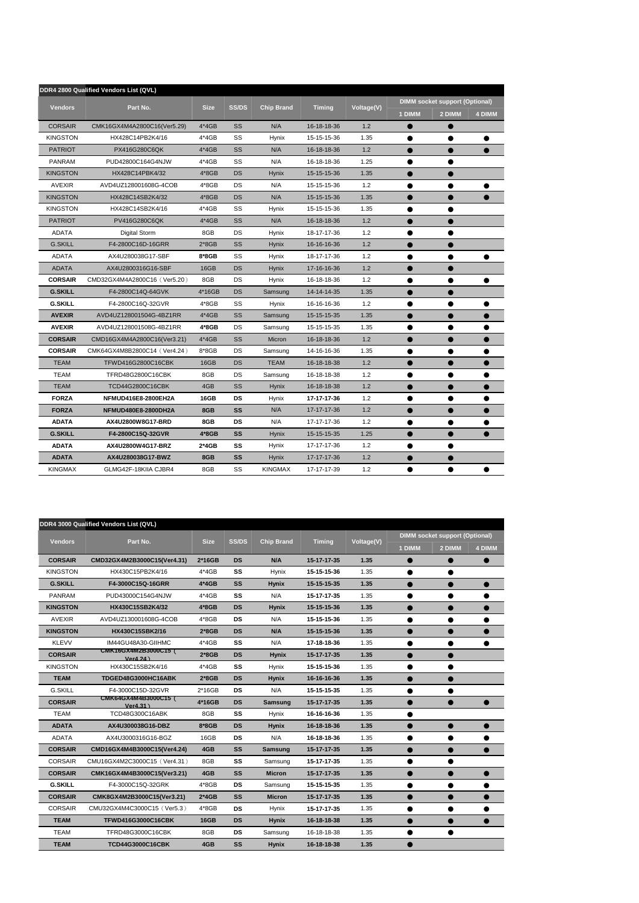**DDR4 2800 Qualified Vendors List (QVL)**

| Vendors | Part No. | Size | SS/DS | Chip Brand | Timing | Voltage(V) | DIMM socket support (Optional) | | |
|---|---|---|---|---|---|---|---|---|---|
| | | | | | | | 1 DIMM | 2 DIMM | 4 DIMM |
| CORSAIR | CMK16GX4M4A2800C16(Ver5.29) | 4*4GB | SS | N/A | 16-18-18-36 | 1.2 | ● | ● | |
| KINGSTON | HX428C14PB2K4/16 | 4*4GB | SS | Hynix | 15-15-15-36 | 1.35 | ● | ● | ● |
| PATRIOT | PX416G280C6QK | 4*4GB | SS | N/A | 16-18-18-36 | 1.2 | ● | ● | ● |
| PANRAM | PUD42800C164G4NJW | 4*4GB | SS | N/A | 16-18-18-36 | 1.25 | ● | ● | |
| KINGSTON | HX428C14PBK4/32 | 4*8GB | DS | Hynix | 15-15-15-36 | 1.35 | ● | ● | |
| AVEXIR | AVD4UZ128001608G-4COB | 4*8GB | DS | N/A | 15-15-15-36 | 1.2 | ● | ● | ● |
| KINGSTON | HX428C14SB2K4/32 | 4*8GB | DS | N/A | 15-15-15-36 | 1.35 | ● | ● | ● |
| KINGSTON | HX428C14SB2K4/16 | 4*4GB | SS | Hynix | 15-15-15-36 | 1.35 | ● | ● | |
| PATRIOT | PV416G280C6QK | 4*4GB | SS | N/A | 16-18-18-36 | 1.2 | ● | ● | |
| ADATA | Digital Storm | 8GB | DS | Hynix | 18-17-17-36 | 1.2 | ● | ● | |
| G.SKILL | F4-2800C16D-16GRR | 2*8GB | SS | Hynix | 16-16-16-36 | 1.2 | ● | ● | |
| ADATA | AX4U280038G17-SBF | **8*8GB** | SS | Hynix | 18-17-17-36 | 1.2 | ● | ● | ● |
| ADATA | AX4U2800316G16-SBF | 16GB | DS | Hynix | 17-16-16-36 | 1.2 | ● | ● | |
| **CORSAIR** | CMD32GX4M4A2800C16（Ver5.20） | 8GB | DS | Hynix | 16-18-18-36 | 1.2 | ● | ● | ● |
| **G.SKILL** | F4-2800C14Q-64GVK | 4*16GB | DS | Samsung | 14-14-14-35 | 1.35 | ● | ● | |
| **G.SKILL** | F4-2800C16Q-32GVR | 4*8GB | SS | Hynix | 16-16-16-36 | 1.2 | ● | ● | ● |
| **AVEXIR** | AVD4UZ128001504G-4BZ1RR | 4*4GB | SS | Samsung | 15-15-15-35 | 1.35 | ● | ● | ● |
| **AVEXIR** | AVD4UZ128001508G-4BZ1RR | **4*8GB** | DS | Samsung | 15-15-15-35 | 1.35 | ● | ● | ● |
| **CORSAIR** | CMD16GX4M4A2800C16(Ver3.21) | 4*4GB | SS | Micron | 16-18-18-36 | 1.2 | ● | ● | ● |
| **CORSAIR** | CMK64GX4M8B2800C14（Ver4.24） | 8*8GB | DS | Samsung | 14-16-16-36 | 1.35 | ● | ● | ● |
| TEAM | TFWD416G2800C16CBK | 16GB | DS | TEAM | 16-18-18-38 | 1.2 | ● | ● | ● |
| TEAM | TFRD48G2800C16CBK | 8GB | DS | Samsung | 16-18-18-38 | 1.2 | ● | ● | ● |
| TEAM | TCD44G2800C16CBK | 4GB | SS | Hynix | 16-18-18-38 | 1.2 | ● | ● | ● |
| **FORZA** | **NFMUD416E8-2800EH2A** | **16GB** | **DS** | Hynix | **17-17-17-36** | 1.2 | ● | ● | ● |
| **FORZA** | **NFMUD480E8-2800DH2A** | **8GB** | **SS** | N/A | 17-17-17-36 | 1.2 | ● | ● | ● |
| **ADATA** | **AX4U2800W8G17-BRD** | **8GB** | **DS** | N/A | 17-17-17-36 | 1.2 | ● | ● | ● |
| **G.SKILL** | **F4-2800C15Q-32GVR** | **4*8GB** | **SS** | Hynix | 15-15-15-35 | 1.25 | ● | ● | ● |
| **ADATA** | **AX4U2800W4G17-BRZ** | **2*4GB** | **SS** | Hynix | 17-17-17-36 | 1.2 | ● | ● | |
| **ADATA** | **AX4U280038G17-BWZ** | **8GB** | **SS** | Hynix | 17-17-17-36 | 1.2 | ● | ● | |
| KINGMAX | GLMG42F-18KIIA CJBR4 | 8GB | SS | KINGMAX | 17-17-17-39 | 1.2 | ● | ● | ● |

**DDR4 3000 Qualified Vendors List (QVL)**

| Vendors | Part No. | Size | SS/DS | Chip Brand | Timing | Voltage(V) | DIMM socket support (Optional) | | |
|---|---|---|---|---|---|---|---|---|---|
| | | | | | | | 1 DIMM | 2 DIMM | 4 DIMM |
| **CORSAIR** | **CMD32GX4M2B3000C15(Ver4.31)** | **2*16GB** | **DS** | **N/A** | **15-17-17-35** | **1.35** | ● | ● | ● |
| KINGSTON | HX430C15PB2K4/16 | 4*4GB | **SS** | Hynix | **15-15-15-36** | 1.35 | ● | ● | |
| **G.SKILL** | **F4-3000C15Q-16GRR** | **4*4GB** | **SS** | **Hynix** | **15-15-15-35** | **1.35** | ● | ● | ● |
| PANRAM | PUD43000C154G4NJW | 4*4GB | **SS** | N/A | **15-17-17-35** | 1.35 | ● | ● | ● |
| **KINGSTON** | **HX430C15SB2K4/32** | **4*8GB** | **DS** | **Hynix** | **15-15-15-36** | **1.35** | ● | ● | ● |
| AVEXIR | AVD4UZ130001608G-4COB | 4*8GB | **DS** | N/A | **15-15-15-36** | 1.35 | ● | ● | ● |
| **KINGSTON** | **HX430C15SBK2/16** | **2*8GB** | **DS** | **N/A** | **15-15-15-36** | **1.35** | ● | ● | ● |
| KLEVV | IM44GU48A30-GIIHMC | 4*4GB | **SS** | N/A | **17-18-18-36** | 1.35 | ● | ● | ● |
| **CORSAIR** | **CMK16GX4M2B3000C15（Ver4.24）** | **2*8GB** | **DS** | **Hynix** | **15-17-17-35** | **1.35** | ● | ● | |
| KINGSTON | HX430C15SB2K4/16 | 4*4GB | **SS** | Hynix | **15-15-15-36** | 1.35 | ● | ● | |
| **TEAM** | **TDGED48G3000HC16ABK** | **2*8GB** | **DS** | **Hynix** | **16-16-16-36** | **1.35** | ● | ● | |
| G.SKILL | F4-3000C15D-32GVR | 2*16GB | **DS** | N/A | **15-15-15-35** | 1.35 | ● | ● | |
| **CORSAIR** | **CMK64GX4M4B3000C15（Ver4.31）** | **4*16GB** | **DS** | **Samsung** | **15-17-17-35** | **1.35** | ● | ● | ● |
| TEAM | TCD48G300C16ABK | 8GB | **SS** | Hynix | **16-16-16-36** | 1.35 | ● | | |
| **ADATA** | **AX4U300038G16-DBZ** | **8*8GB** | **DS** | **Hynix** | **16-18-18-36** | **1.35** | ● | ● | ● |
| ADATA | AX4U3000316G16-BGZ | 16GB | **DS** | N/A | **16-18-18-36** | 1.35 | ● | ● | ● |
| **CORSAIR** | **CMD16GX4M4B3000C15(Ver4.24)** | **4GB** | **SS** | **Samsung** | **15-17-17-35** | **1.35** | ● | ● | ● |
| CORSAIR | CMU16GX4M2C3000C15（Ver4.31） | 8GB | **SS** | Samsung | **15-17-17-35** | 1.35 | ● | ● | |
| **CORSAIR** | **CMK16GX4M4B3000C15(Ver3.21)** | **4GB** | **SS** | **Micron** | **15-17-17-35** | **1.35** | ● | ● | ● |
| **G.SKILL** | F4-3000C15Q-32GRK | 4*8GB | **DS** | Samsung | **15-15-15-35** | 1.35 | ● | ● | ● |
| **CORSAIR** | **CMK8GX4M2B3000C15(Ver3.21)** | **2*4GB** | **SS** | **Micron** | **15-17-17-35** | **1.35** | ● | ● | ● |
| CORSAIR | CMU32GX4M4C3000C15（Ver5.3） | 4*8GB | **DS** | Hynix | **15-17-17-35** | 1.35 | ● | ● | ● |
| **TEAM** | **TFWD416G3000C16CBK** | **16GB** | **DS** | **Hynix** | **16-18-18-38** | **1.35** | ● | ● | ● |
| TEAM | TFRD48G3000C16CBK | 8GB | **DS** | Samsung | 16-18-18-38 | 1.35 | ● | ● | |
| **TEAM** | **TCD44G3000C16CBK** | **4GB** | **SS** | **Hynix** | **16-18-18-38** | **1.35** | ● | | |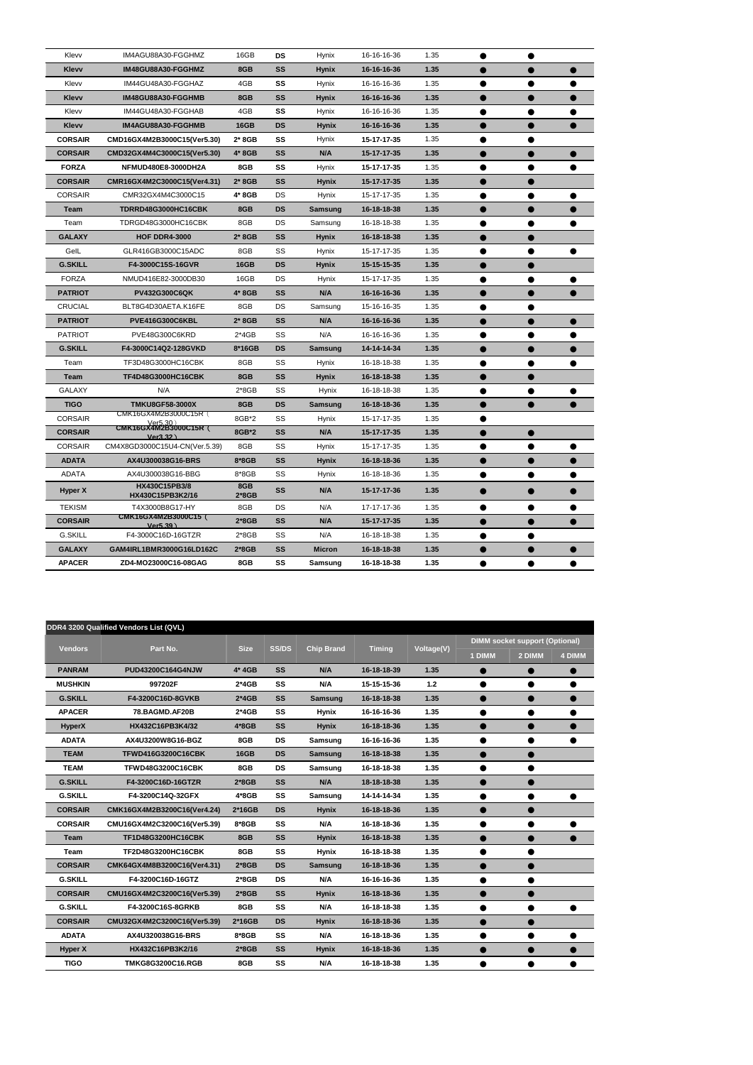| Klevv | IM4AGU88A30-FGGHMZ | 16GB | DS | Hynix | 16-16-16-36 | 1.35 | ● | ● | |
|---|---|---|---|---|---|---|---|---|---|
| **Klevv** | **IM48GU88A30-FGGHMZ** | **8GB** | **SS** | **Hynix** | **16-16-16-36** | **1.35** | ● | ● | ● |
| Klevv | IM44GU48A30-FGGHAZ | 4GB | SS | Hynix | 16-16-16-36 | 1.35 | ● | ● | ● |
| **Klevv** | **IM48GU88A30-FGGHMB** | **8GB** | **SS** | **Hynix** | **16-16-16-36** | **1.35** | ● | ● | ● |
| Klevv | IM44GU48A30-FGGHAB | 4GB | SS | Hynix | 16-16-16-36 | 1.35 | ● | ● | ● |
| **Klevv** | **IM4AGU88A30-FGGHMB** | **16GB** | **DS** | **Hynix** | **16-16-16-36** | **1.35** | ● | ● | ● |
| **CORSAIR** | **CMD16GX4M2B3000C15(Ver5.30)** | **2* 8GB** | **SS** | Hynix | **15-17-17-35** | 1.35 | ● | ● | |
| **CORSAIR** | **CMD32GX4M4C3000C15(Ver5.30)** | **4* 8GB** | **SS** | **N/A** | **15-17-17-35** | **1.35** | ● | ● | ● |
| **FORZA** | **NFMUD480E8-3000DH2A** | **8GB** | **SS** | Hynix | **15-17-17-35** | 1.35 | ● | ● | ● |
| **CORSAIR** | **CMR16GX4M2C3000C15(Ver4.31)** | **2* 8GB** | **SS** | **Hynix** | **15-17-17-35** | **1.35** | ● | ● | |
| CORSAIR | CMR32GX4M4C3000C15 | **4* 8GB** | DS | Hynix | 15-17-17-35 | 1.35 | ● | ● | ● |
| **Team** | **TDRRD48G3000HC16CBK** | **8GB** | **DS** | **Samsung** | **16-18-18-38** | **1.35** | ● | ● | ● |
| Team | TDRGD48G3000HC16CBK | 8GB | DS | Samsung | 16-18-18-38 | 1.35 | ● | ● | ● |
| **GALAXY** | **HOF DDR4-3000** | **2* 8GB** | **SS** | **Hynix** | **16-18-18-38** | **1.35** | ● | ● | |
| GeIL | GLR416GB3000C15ADC | 8GB | SS | Hynix | 15-17-17-35 | 1.35 | ● | ● | ● |
| **G.SKILL** | **F4-3000C15S-16GVR** | **16GB** | **DS** | **Hynix** | **15-15-15-35** | **1.35** | ● | ● | |
| FORZA | NMUD416E82-3000DB30 | 16GB | DS | Hynix | 15-17-17-35 | 1.35 | ● | ● | ● |
| **PATRIOT** | **PV432G300C6QK** | **4* 8GB** | **SS** | **N/A** | **16-16-16-36** | **1.35** | ● | ● | ● |
| CRUCIAL | BLT8G4D30AETA.K16FE | 8GB | DS | Samsung | 15-16-16-35 | 1.35 | ● | ● | |
| **PATRIOT** | **PVE416G300C6KBL** | **2* 8GB** | **SS** | **N/A** | **16-16-16-36** | **1.35** | ● | ● | ● |
| PATRIOT | PVE48G300C6KRD | 2*4GB | SS | N/A | 16-16-16-36 | 1.35 | ● | ● | ● |
| **G.SKILL** | **F4-3000C14Q2-128GVKD** | **8*16GB** | **DS** | **Samsung** | **14-14-14-34** | **1.35** | ● | ● | ● |
| Team | TF3D48G3000HC16CBK | 8GB | SS | Hynix | 16-18-18-38 | 1.35 | ● | ● | ● |
| **Team** | **TF4D48G3000HC16CBK** | **8GB** | **SS** | **Hynix** | **16-18-18-38** | **1.35** | ● | ● | |
| GALAXY | N/A | 2*8GB | SS | Hynix | 16-18-18-38 | 1.35 | ● | ● | ● |
| **TIGO** | **TMKU8GF58-3000X** | **8GB** | **DS** | **Samsung** | **16-18-18-36** | **1.35** | ● | ● | ● |
| CORSAIR | CMK16GX4M2B3000C15R（Ver5.30） | 8GB*2 | SS | Hynix | 15-17-17-35 | 1.35 | ● | | |
| **CORSAIR** | **CMK16GX4M2B3000C15R（Ver3.32）** | **8GB*2** | **SS** | **N/A** | **15-17-17-35** | **1.35** | ● | ● | |
| CORSAIR | CM4X8GD3000C15U4-CN(Ver.5.39) | 8GB | SS | Hynix | 15-17-17-35 | 1.35 | ● | ● | ● |
| **ADATA** | **AX4U300038G16-BRS** | **8*8GB** | **SS** | **Hynix** | **16-18-18-36** | **1.35** | ● | ● | ● |
| ADATA | AX4U300038G16-BBG | 8*8GB | SS | Hynix | 16-18-18-36 | 1.35 | ● | ● | ● |
| **Hyper X** | **HX430C15PB3/8 HX430C15PB3K2/16** | **8GB 2*8GB** | **SS** | **N/A** | **15-17-17-36** | **1.35** | ● | ● | ● |
| TEKISM | T4X3000B8G17-HY | 8GB | DS | N/A | 17-17-17-36 | 1.35 | ● | ● | ● |
| **CORSAIR** | **CMK16GX4M2B3000C15（Ver5.39）** | **2*8GB** | **SS** | **N/A** | **15-17-17-35** | **1.35** | ● | ● | ● |
| G.SKILL | F4-3000C16D-16GTZR | 2*8GB | SS | N/A | 16-18-18-38 | 1.35 | ● | ● | |
| **GALAXY** | **GAM4IRL1BMR3000G16LD162C** | **2*8GB** | **SS** | **Micron** | **16-18-18-38** | **1.35** | ● | ● | ● |
| **APACER** | **ZD4-MO23000C16-08GAG** | **8GB** | **SS** | **Samsung** | **16-18-18-38** | **1.35** | ● | ● | ● |

**DDR4 3200 Qualified Vendors List (QVL)**

| Vendors | Part No. | Size | SS/DS | Chip Brand | Timing | Voltage(V) | DIMM socket support (Optional) | | |
|---|---|---|---|---|---|---|---|---|---|
| | | | | | | | 1 DIMM | 2 DIMM | 4 DIMM |
| **PANRAM** | **PUD43200C164G4NJW** | **4* 4GB** | **SS** | **N/A** | **16-18-18-39** | **1.35** | ● | ● | ● |
| **MUSHKIN** | **997202F** | **2*4GB** | **SS** | **N/A** | **15-15-15-36** | **1.2** | ● | ● | ● |
| **G.SKILL** | **F4-3200C16D-8GVKB** | **2*4GB** | **SS** | **Samsung** | **16-18-18-38** | **1.35** | ● | ● | ● |
| **APACER** | **78.BAGMD.AF20B** | **2*4GB** | **SS** | **Hynix** | **16-16-16-36** | **1.35** | ● | ● | ● |
| **HyperX** | **HX432C16PB3K4/32** | **4*8GB** | **SS** | **Hynix** | **16-18-18-36** | **1.35** | ● | ● | ● |
| **ADATA** | **AX4U3200W8G16-BGZ** | **8GB** | **DS** | **Samsung** | **16-16-16-36** | **1.35** | ● | ● | ● |
| **TEAM** | **TFWD416G3200C16CBK** | **16GB** | **DS** | **Samsung** | **16-18-18-38** | **1.35** | ● | ● | |
| **TEAM** | **TFWD48G3200C16CBK** | **8GB** | **DS** | **Samsung** | **16-18-18-38** | **1.35** | ● | ● | |
| **G.SKILL** | **F4-3200C16D-16GTZR** | **2*8GB** | **SS** | **N/A** | **18-18-18-38** | **1.35** | ● | ● | |
| **G.SKILL** | **F4-3200C14Q-32GFX** | **4*8GB** | **SS** | **Samsung** | **14-14-14-34** | **1.35** | ● | ● | ● |
| **CORSAIR** | **CMK16GX4M2B3200C16(Ver4.24)** | **2*16GB** | **DS** | **Hynix** | **16-18-18-36** | **1.35** | ● | ● | |
| **CORSAIR** | **CMU16GX4M2C3200C16(Ver5.39)** | **8*8GB** | **SS** | **N/A** | **16-18-18-36** | **1.35** | ● | ● | ● |
| **Team** | **TF1D48G3200HC16CBK** | **8GB** | **SS** | **Hynix** | **16-18-18-38** | **1.35** | ● | ● | ● |
| **Team** | **TF2D48G3200HC16CBK** | **8GB** | **SS** | **Hynix** | **16-18-18-38** | **1.35** | ● | ● | |
| **CORSAIR** | **CMK64GX4M8B3200C16(Ver4.31)** | **2*8GB** | **DS** | **Samsung** | **16-18-18-36** | **1.35** | ● | ● | |
| **G.SKILL** | **F4-3200C16D-16GTZ** | **2*8GB** | **DS** | **N/A** | **16-16-16-36** | **1.35** | ● | ● | |
| **CORSAIR** | **CMU16GX4M2C3200C16(Ver5.39)** | **2*8GB** | **SS** | **Hynix** | **16-18-18-36** | **1.35** | ● | ● | |
| **G.SKILL** | **F4-3200C16S-8GRKB** | **8GB** | **SS** | **N/A** | **16-18-18-38** | **1.35** | ● | ● | ● |
| **CORSAIR** | **CMU32GX4M2C3200C16(Ver5.39)** | **2*16GB** | **DS** | **Hynix** | **16-18-18-36** | **1.35** | ● | ● | |
| **ADATA** | **AX4U320038G16-BRS** | **8*8GB** | **SS** | **N/A** | **16-18-18-36** | **1.35** | ● | ● | ● |
| **Hyper X** | **HX432C16PB3K2/16** | **2*8GB** | **SS** | **Hynix** | **16-18-18-36** | **1.35** | ● | ● | ● |
| **TIGO** | **TMKG8G3200C16.RGB** | **8GB** | **SS** | **N/A** | **16-18-18-38** | **1.35** | ● | ● | ● |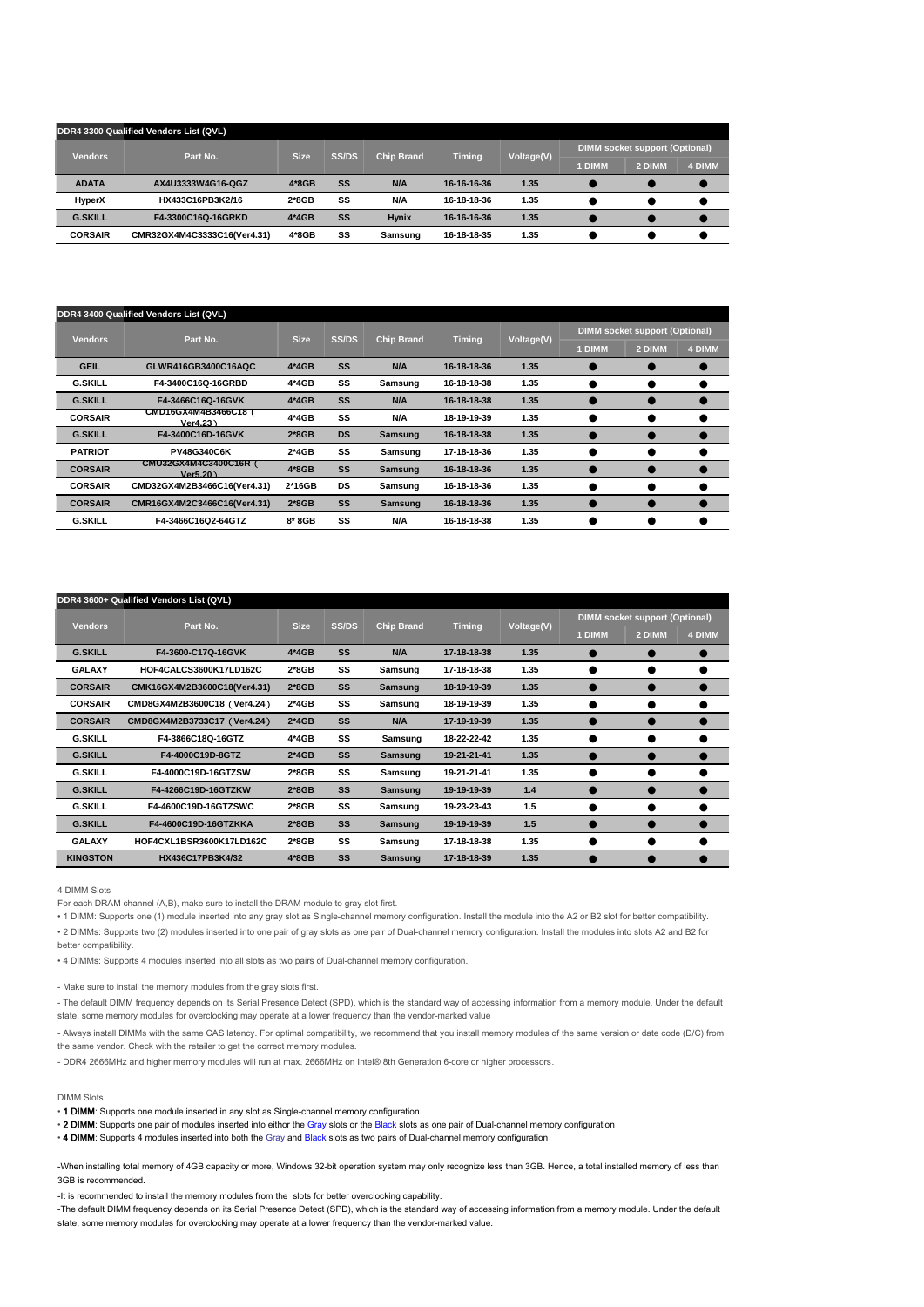| DDR4 3300 Qualified Vendors List (QVL) | | | | | | | | | |
|---|---|---|---|---|---|---|---|---|---|
| Vendors | Part No. | Size | SS/DS | Chip Brand | Timing | Voltage(V) | DIMM socket support (Optional) | | |
| | | | | | | | 1 DIMM | 2 DIMM | 4 DIMM |
| ADATA | AX4U3333W4G16-QGZ | 4*8GB | SS | N/A | 16-16-16-36 | 1.35 | ● | ● | ● |
| HyperX | HX433C16PB3K2/16 | 2*8GB | SS | N/A | 16-18-18-36 | 1.35 | ● | ● | ● |
| G.SKILL | F4-3300C16Q-16GRKD | 4*4GB | SS | Hynix | 16-16-16-36 | 1.35 | ● | ● | ● |
| CORSAIR | CMR32GX4M4C3333C16(Ver4.31) | 4*8GB | SS | Samsung | 16-18-18-35 | 1.35 | ● | ● | ● |

| DDR4 3400 Qualified Vendors List (QVL) | | | | | | | | | |
|---|---|---|---|---|---|---|---|---|---|
| Vendors | Part No. | Size | SS/DS | Chip Brand | Timing | Voltage(V) | DIMM socket support (Optional) | | |
| | | | | | | | 1 DIMM | 2 DIMM | 4 DIMM |
| GEIL | GLWR416GB3400C16AQC | 4*4GB | SS | N/A | 16-18-18-36 | 1.35 | ● | ● | ● |
| G.SKILL | F4-3400C16Q-16GRBD | 4*4GB | SS | Samsung | 16-18-18-38 | 1.35 | ● | ● | ● |
| G.SKILL | F4-3466C16Q-16GVK | 4*4GB | SS | N/A | 16-18-18-38 | 1.35 | ● | ● | ● |
| CORSAIR | CMD16GX4M4B3466C18（Ver4.23） | 4*4GB | SS | N/A | 18-19-19-39 | 1.35 | ● | ● | ● |
| G.SKILL | F4-3400C16D-16GVK | 2*8GB | DS | Samsung | 16-18-18-38 | 1.35 | ● | ● | ● |
| PATRIOT | PV48G340C6K | 2*4GB | SS | Samsung | 17-18-18-36 | 1.35 | ● | ● | ● |
| CORSAIR | CMU32GX4M4C3400C16R（Ver5.20） | 4*8GB | SS | Samsung | 16-18-18-36 | 1.35 | ● | ● | ● |
| CORSAIR | CMD32GX4M2B3466C16(Ver4.31) | 2*16GB | DS | Samsung | 16-18-18-36 | 1.35 | ● | ● | ● |
| CORSAIR | CMR16GX4M2C3466C16(Ver4.31) | 2*8GB | SS | Samsung | 16-18-18-36 | 1.35 | ● | ● | ● |
| G.SKILL | F4-3466C16Q2-64GTZ | 8* 8GB | SS | N/A | 16-18-18-38 | 1.35 | ● | ● | ● |

| DDR4 3600+ Qualified Vendors List (QVL) | | | | | | | | | |
|---|---|---|---|---|---|---|---|---|---|
| Vendors | Part No. | Size | SS/DS | Chip Brand | Timing | Voltage(V) | DIMM socket support (Optional) | | |
| | | | | | | | 1 DIMM | 2 DIMM | 4 DIMM |
| G.SKILL | F4-3600-C17Q-16GVK | 4*4GB | SS | N/A | 17-18-18-38 | 1.35 | ● | ● | ● |
| GALAXY | HOF4CALCS3600K17LD162C | 2*8GB | SS | Samsung | 17-18-18-38 | 1.35 | ● | ● | ● |
| CORSAIR | CMK16GX4M2B3600C18(Ver4.31) | 2*8GB | SS | Samsung | 18-19-19-39 | 1.35 | ● | ● | ● |
| CORSAIR | CMD8GX4M2B3600C18（Ver4.24） | 2*4GB | SS | Samsung | 18-19-19-39 | 1.35 | ● | ● | ● |
| CORSAIR | CMD8GX4M2B3733C17（Ver4.24） | 2*4GB | SS | N/A | 17-19-19-39 | 1.35 | ● | ● | ● |
| G.SKILL | F4-3866C18Q-16GTZ | 4*4GB | SS | Samsung | 18-22-22-42 | 1.35 | ● | ● | ● |
| G.SKILL | F4-4000C19D-8GTZ | 2*4GB | SS | Samsung | 19-21-21-41 | 1.35 | ● | ● | ● |
| G.SKILL | F4-4000C19D-16GTZSW | 2*8GB | SS | Samsung | 19-21-21-41 | 1.35 | ● | ● | ● |
| G.SKILL | F4-4266C19D-16GTZKW | 2*8GB | SS | Samsung | 19-19-19-39 | 1.4 | ● | ● | ● |
| G.SKILL | F4-4600C19D-16GTZSWC | 2*8GB | SS | Samsung | 19-23-23-43 | 1.5 | ● | ● | ● |
| G.SKILL | F4-4600C19D-16GTZKKA | 2*8GB | SS | Samsung | 19-19-19-39 | 1.5 | ● | ● | ● |
| GALAXY | HOF4CXL1BSR3600K17LD162C | 2*8GB | SS | Samsung | 17-18-18-38 | 1.35 | ● | ● | ● |
| KINGSTON | HX436C17PB3K4/32 | 4*8GB | SS | Samsung | 17-18-18-39 | 1.35 | ● | ● | ● |

4 DIMM Slots

For each DRAM channel (A,B), make sure to install the DRAM module to gray slot first.

• 1 DIMM: Supports one (1) module inserted into any gray slot as Single-channel memory configuration. Install the module into the A2 or B2 slot for better compatibility.

• 2 DIMMs: Supports two (2) modules inserted into one pair of gray slots as one pair of Dual-channel memory configuration. Install the modules into slots A2 and B2 for better compatibility.

• 4 DIMMs: Supports 4 modules inserted into all slots as two pairs of Dual-channel memory configuration.

- Make sure to install the memory modules from the gray slots first.

- The default DIMM frequency depends on its Serial Presence Detect (SPD), which is the standard way of accessing information from a memory module. Under the default state, some memory modules for overclocking may operate at a lower frequency than the vendor-marked value

- Always install DIMMs with the same CAS latency. For optimal compatibility, we recommend that you install memory modules of the same version or date code (D/C) from the same vendor. Check with the retailer to get the correct memory modules.

- DDR4 2666MHz and higher memory modules will run at max. 2666MHz on Intel® 8th Generation 6-core or higher processors.

DIMM Slots

• **1 DIMM**: Supports one module inserted in any slot as Single-channel memory configuration

• **2 DIMM**: Supports one pair of modules inserted into either the Gray slots or the Black slots as one pair of Dual-channel memory configuration

• **4 DIMM**: Supports 4 modules inserted into both the Gray and Black slots as two pairs of Dual-channel memory configuration

-When installing total memory of 4GB capacity or more, Windows 32-bit operation system may only recognize less than 3GB. Hence, a total installed memory of less than 3GB is recommended.

-It is recommended to install the memory modules from the slots for better overclocking capability.

-The default DIMM frequency depends on its Serial Presence Detect (SPD), which is the standard way of accessing information from a memory module. Under the default state, some memory modules for overclocking may operate at a lower frequency than the vendor-marked value.